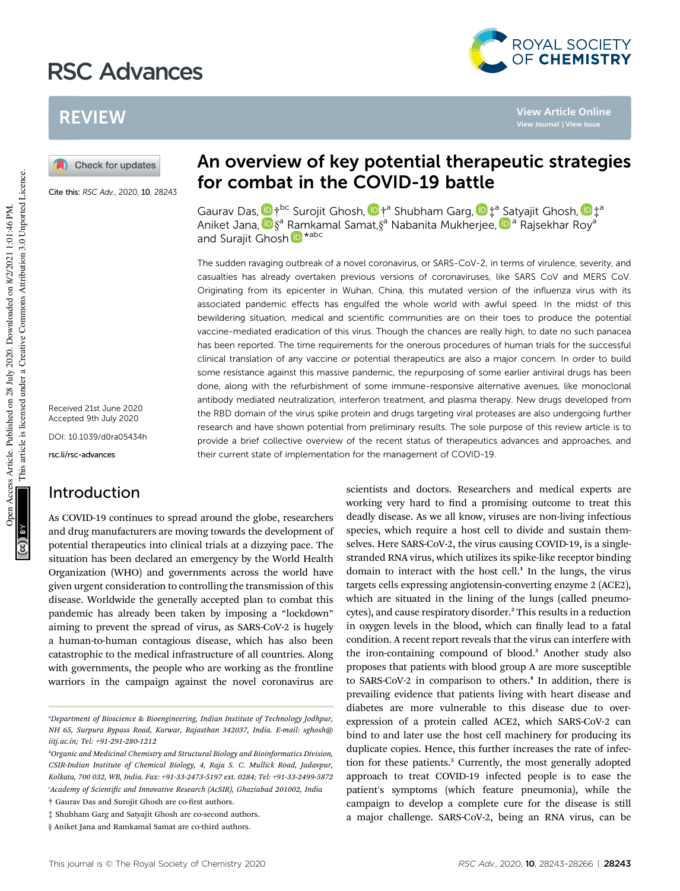# RSC Advances

## REVIEW

Cite this: *RSC Adv.*, 2020, **10**, 28243

# An overview of key potential therapeutic strategies for combat in the COVID-19 battle

Gaurav Das, †[bc] Surojit Ghosh, †[a] Shubham Garg, ‡[a] Satyajit Ghosh, ‡[a] Aniket Jana, §[a] Ramkamal Samat, §[a] Nabanita Mukherjee, [a] Rajsekhar Roy[a] and Surajit Ghosh *[abc]

Received 21st June 2020
Accepted 9th July 2020

DOI: 10.1039/d0ra05434h

rsc.li/rsc-advances

The sudden ravaging outbreak of a novel coronavirus, or SARS-CoV-2, in terms of virulence, severity, and casualties has already overtaken previous versions of coronaviruses, like SARS CoV and MERS CoV. Originating from its epicenter in Wuhan, China, this mutated version of the influenza virus with its associated pandemic effects has engulfed the whole world with awful speed. In the midst of this bewildering situation, medical and scientific communities are on their toes to produce the potential vaccine-mediated eradication of this virus. Though the chances are really high, to date no such panacea has been reported. The time requirements for the onerous procedures of human trials for the successful clinical translation of any vaccine or potential therapeutics are also a major concern. In order to build some resistance against this massive pandemic, the repurposing of some earlier antiviral drugs has been done, along with the refurbishment of some immune-responsive alternative avenues, like monoclonal antibody mediated neutralization, interferon treatment, and plasma therapy. New drugs developed from the RBD domain of the virus spike protein and drugs targeting viral proteases are also undergoing further research and have shown potential from preliminary results. The sole purpose of this review article is to provide a brief collective overview of the recent status of therapeutics advances and approaches, and their current state of implementation for the management of COVID-19.

## Introduction

As COVID-19 continues to spread around the globe, researchers and drug manufacturers are moving towards the development of potential therapeutics into clinical trials at a dizzying pace. The situation has been declared an emergency by the World Health Organization (WHO) and governments across the world have given urgent consideration to controlling the transmission of this disease. Worldwide the generally accepted plan to combat this pandemic has already been taken by imposing a "lockdown" aiming to prevent the spread of virus, as SARS-CoV-2 is hugely a human-to-human contagious disease, which has also been catastrophic to the medical infrastructure of all countries. Along with governments, the people who are working as the frontline warriors in the campaign against the novel coronavirus are scientists and doctors. Researchers and medical experts are working very hard to find a promising outcome to treat this deadly disease. As we all know, viruses are non-living infectious species, which require a host cell to divide and sustain themselves. Here SARS-CoV-2, the virus causing COVID-19, is a single-stranded RNA virus, which utilizes its spike-like receptor binding domain to interact with the host cell.[1] In the lungs, the virus targets cells expressing angiotensin-converting enzyme 2 (ACE2), which are situated in the lining of the lungs (called pneumocytes), and cause respiratory disorder.[2] This results in a reduction in oxygen levels in the blood, which can finally lead to a fatal condition. A recent report reveals that the virus can interfere with the iron-containing compound of blood.[3] Another study also proposes that patients with blood group A are more susceptible to SARS-CoV-2 in comparison to others.[4] In addition, there is prevailing evidence that patients living with heart disease and diabetes are more vulnerable to this disease due to over-expression of a protein called ACE2, which SARS-CoV-2 can bind to and later use the host cell machinery for producing its duplicate copies. Hence, this further increases the rate of infection for these patients.[5] Currently, the most generally adopted approach to treat COVID-19 infected people is to ease the patient's symptoms (which feature pneumonia), while the campaign to develop a complete cure for the disease is still a major challenge. SARS-CoV-2, being an RNA virus, can be

---

[a] Department of Bioscience & Bioengineering, Indian Institute of Technology Jodhpur, NH 65, Surpura Bypass Road, Karwar, Rajasthan 342037, India. E-mail: sghosh@iitj.ac.in; Tel: +91-291-280-1212

[b] Organic and Medicinal Chemistry and Structural Biology and Bioinformatics Division, CSIR-Indian Institute of Chemical Biology, 4, Raja S. C. Mullick Road, Jadavpur, Kolkata, 700 032, WB, India. Fax: +91-33-2473-5197 ext. 0284; Tel: +91-33-2499-5872

[c] Academy of Scientific and Innovative Research (AcSIR), Ghaziabad 201002, India

† Gaurav Das and Surojit Ghosh are co-first authors.

‡ Shubham Garg and Satyajit Ghosh are co-second authors.

§ Aniket Jana and Ramkamal Samat are co-third authors.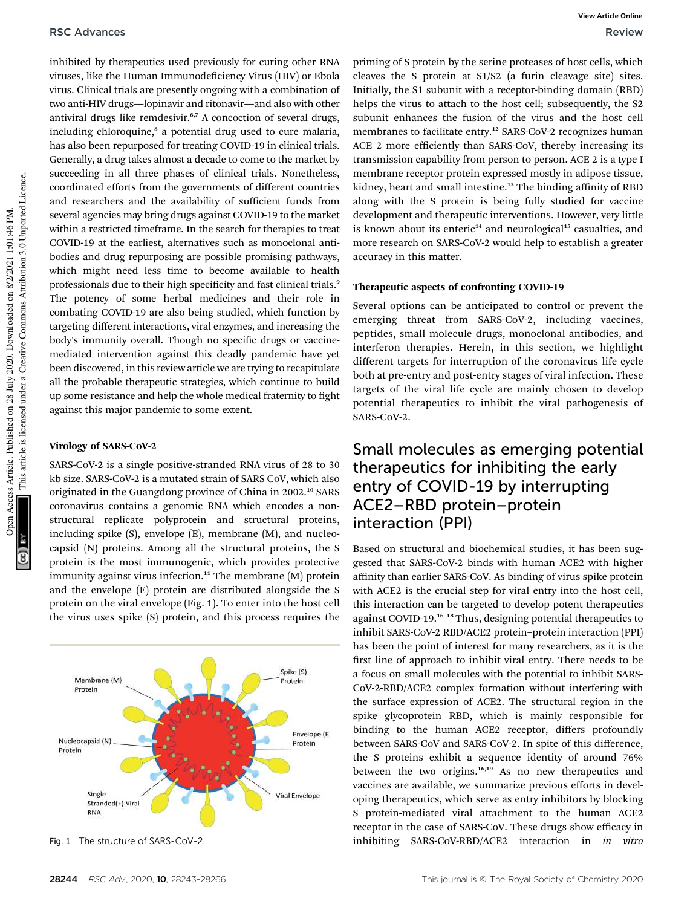inhibited by therapeutics used previously for curing other RNA viruses, like the Human Immunodeficiency Virus (HIV) or Ebola virus. Clinical trials are presently ongoing with a combination of two anti-HIV drugs—lopinavir and ritonavir—and also with other antiviral drugs like remdesivir.[6,7] A concoction of several drugs, including chloroquine,[8] a potential drug used to cure malaria, has also been repurposed for treating COVID-19 in clinical trials. Generally, a drug takes almost a decade to come to the market by succeeding in all three phases of clinical trials. Nonetheless, coordinated efforts from the governments of different countries and researchers and the availability of sufficient funds from several agencies may bring drugs against COVID-19 to the market within a restricted timeframe. In the search for therapies to treat COVID-19 at the earliest, alternatives such as monoclonal antibodies and drug repurposing are possible promising pathways, which might need less time to become available to health professionals due to their high specificity and fast clinical trials.[9] The potency of some herbal medicines and their role in combating COVID-19 are also being studied, which function by targeting different interactions, viral enzymes, and increasing the body's immunity overall. Though no specific drugs or vaccine-mediated intervention against this deadly pandemic have yet been discovered, in this review article we are trying to recapitulate all the probable therapeutic strategies, which continue to build up some resistance and help the whole medical fraternity to fight against this major pandemic to some extent.

### Virology of SARS-CoV-2

SARS-CoV-2 is a single positive-stranded RNA virus of 28 to 30 kb size. SARS-CoV-2 is a mutated strain of SARS CoV, which also originated in the Guangdong province of China in 2002.[10] SARS coronavirus contains a genomic RNA which encodes a non-structural replicate polyprotein and structural proteins, including spike (S), envelope (E), membrane (M), and nucleocapsid (N) proteins. Among all the structural proteins, the S protein is the most immunogenic, which provides protective immunity against virus infection.[11] The membrane (M) protein and the envelope (E) protein are distributed alongside the S protein on the viral envelope (Fig. 1). To enter into the host cell the virus uses spike (S) protein, and this process requires the priming of S protein by the serine proteases of host cells, which cleaves the S protein at S1/S2 (a furin cleavage site) sites. Initially, the S1 subunit with a receptor-binding domain (RBD) helps the virus to attach to the host cell; subsequently, the S2 subunit enhances the fusion of the virus and the host cell membranes to facilitate entry.[12] SARS-CoV-2 recognizes human ACE 2 more efficiently than SARS-CoV, thereby increasing its transmission capability from person to person. ACE 2 is a type I membrane receptor protein expressed mostly in adipose tissue, kidney, heart and small intestine.[13] The binding affinity of RBD along with the S protein is being fully studied for vaccine development and therapeutic interventions. However, very little is known about its enteric[14] and neurological[15] casualties, and more research on SARS-CoV-2 would help to establish a greater accuracy in this matter.

Fig. 1 The structure of SARS-CoV-2.

### Therapeutic aspects of confronting COVID-19

Several options can be anticipated to control or prevent the emerging threat from SARS-CoV-2, including vaccines, peptides, small molecule drugs, monoclonal antibodies, and interferon therapies. Herein, in this section, we highlight different targets for interruption of the coronavirus life cycle both at pre-entry and post-entry stages of viral infection. These targets of the viral life cycle are mainly chosen to develop potential therapeutics to inhibit the viral pathogenesis of SARS-CoV-2.

## Small molecules as emerging potential therapeutics for inhibiting the early entry of COVID-19 by interrupting ACE2–RBD protein–protein interaction (PPI)

Based on structural and biochemical studies, it has been suggested that SARS-CoV-2 binds with human ACE2 with higher affinity than earlier SARS-CoV. As binding of virus spike protein with ACE2 is the crucial step for viral entry into the host cell, this interaction can be targeted to develop potent therapeutics against COVID-19.[16–18] Thus, designing potential therapeutics to inhibit SARS-CoV-2 RBD/ACE2 protein–protein interaction (PPI) has been the point of interest for many researchers, as it is the first line of approach to inhibit viral entry. There needs to be a focus on small molecules with the potential to inhibit SARS-CoV-2-RBD/ACE2 complex formation without interfering with the surface expression of ACE2. The structural region in the spike glycoprotein RBD, which is mainly responsible for binding to the human ACE2 receptor, differs profoundly between SARS-CoV and SARS-CoV-2. In spite of this difference, the S proteins exhibit a sequence identity of around 76% between the two origins.[16,19] As no new therapeutics and vaccines are available, we summarize previous efforts in developing therapeutics, which serve as entry inhibitors by blocking S protein-mediated viral attachment to the human ACE2 receptor in the case of SARS-CoV. These drugs show efficacy in inhibiting SARS-CoV-RBD/ACE2 interaction in *in vitro*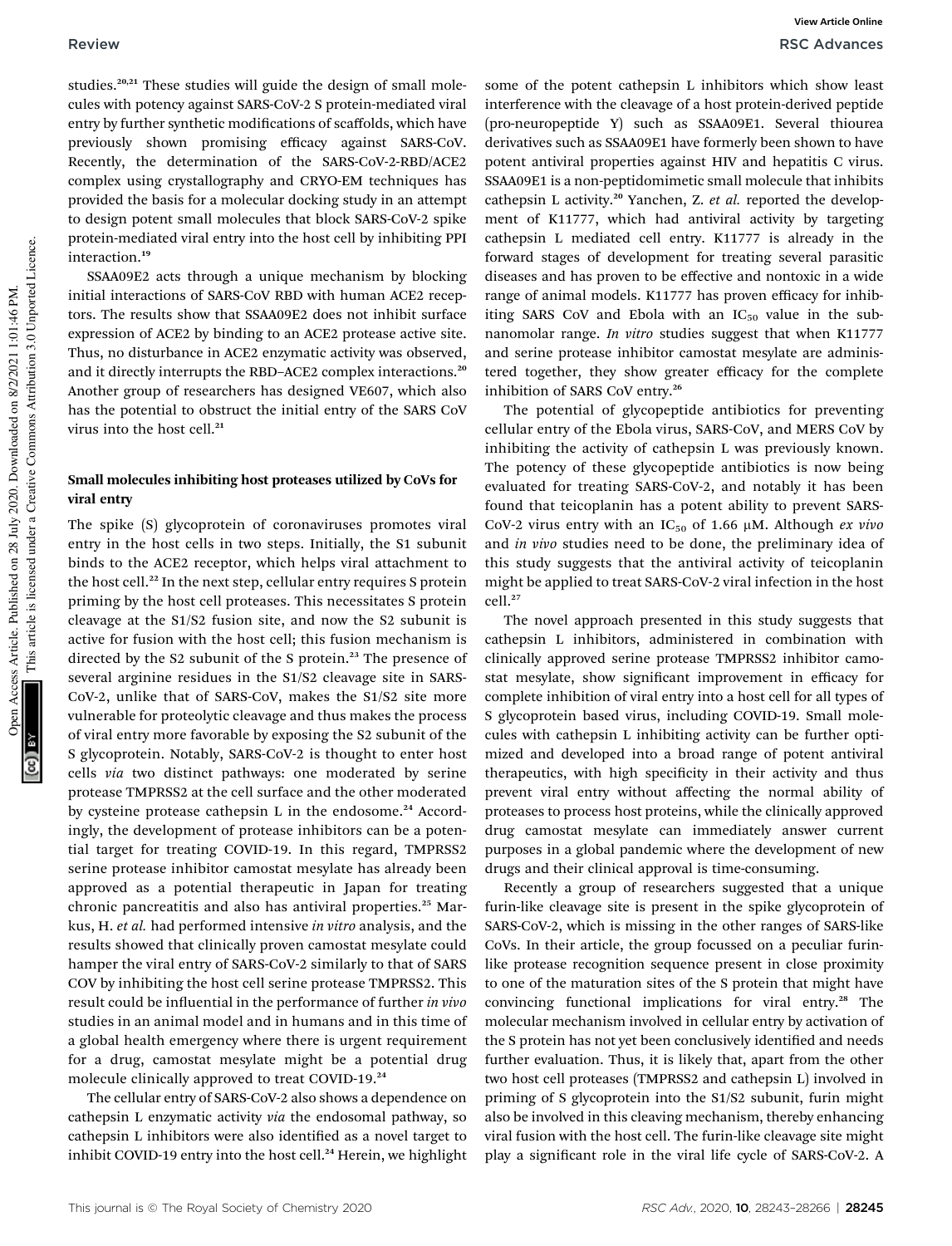studies.[20,21] These studies will guide the design of small molecules with potency against SARS-CoV-2 S protein-mediated viral entry by further synthetic modifications of scaffolds, which have previously shown promising efficacy against SARS-CoV. Recently, the determination of the SARS-CoV-2-RBD/ACE2 complex using crystallography and CRYO-EM techniques has provided the basis for a molecular docking study in an attempt to design potent small molecules that block SARS-CoV-2 spike protein-mediated viral entry into the host cell by inhibiting PPI interaction.[19]

SSAA09E2 acts through a unique mechanism by blocking initial interactions of SARS-CoV RBD with human ACE2 receptors. The results show that SSAA09E2 does not inhibit surface expression of ACE2 by binding to an ACE2 protease active site. Thus, no disturbance in ACE2 enzymatic activity was observed, and it directly interrupts the RBD–ACE2 complex interactions.[20] Another group of researchers has designed VE607, which also has the potential to obstruct the initial entry of the SARS CoV virus into the host cell.[21]

### Small molecules inhibiting host proteases utilized by CoVs for viral entry

The spike (S) glycoprotein of coronaviruses promotes viral entry in the host cells in two steps. Initially, the S1 subunit binds to the ACE2 receptor, which helps viral attachment to the host cell.[22] In the next step, cellular entry requires S protein priming by the host cell proteases. This necessitates S protein cleavage at the S1/S2 fusion site, and now the S2 subunit is active for fusion with the host cell; this fusion mechanism is directed by the S2 subunit of the S protein.[23] The presence of several arginine residues in the S1/S2 cleavage site in SARS-CoV-2, unlike that of SARS-CoV, makes the S1/S2 site more vulnerable for proteolytic cleavage and thus makes the process of viral entry more favorable by exposing the S2 subunit of the S glycoprotein. Notably, SARS-CoV-2 is thought to enter host cells *via* two distinct pathways: one moderated by serine protease TMPRSS2 at the cell surface and the other moderated by cysteine protease cathepsin L in the endosome.[24] Accordingly, the development of protease inhibitors can be a potential target for treating COVID-19. In this regard, TMPRSS2 serine protease inhibitor camostat mesylate has already been approved as a potential therapeutic in Japan for treating chronic pancreatitis and also has antiviral properties.[25] Markus, H. *et al.* had performed intensive *in vitro* analysis, and the results showed that clinically proven camostat mesylate could hamper the viral entry of SARS-CoV-2 similarly to that of SARS COV by inhibiting the host cell serine protease TMPRSS2. This result could be influential in the performance of further *in vivo* studies in an animal model and in humans and in this time of a global health emergency where there is urgent requirement for a drug, camostat mesylate might be a potential drug molecule clinically approved to treat COVID-19.[24]

The cellular entry of SARS-CoV-2 also shows a dependence on cathepsin L enzymatic activity *via* the endosomal pathway, so cathepsin L inhibitors were also identified as a novel target to inhibit COVID-19 entry into the host cell.[24] Herein, we highlight some of the potent cathepsin L inhibitors which show least interference with the cleavage of a host protein-derived peptide (pro-neuropeptide Y) such as SSAA09E1. Several thiourea derivatives such as SSAA09E1 have formerly been shown to have potent antiviral properties against HIV and hepatitis C virus. SSAA09E1 is a non-peptidomimetic small molecule that inhibits cathepsin L activity.[20] Yanchen, Z. *et al.* reported the development of K11777, which had antiviral activity by targeting cathepsin L mediated cell entry. K11777 is already in the forward stages of development for treating several parasitic diseases and has proven to be effective and nontoxic in a wide range of animal models. K11777 has proven efficacy for inhibiting SARS CoV and Ebola with an $IC_{50}$ value in the sub-nanomolar range. *In vitro* studies suggest that when K11777 and serine protease inhibitor camostat mesylate are administered together, they show greater efficacy for the complete inhibition of SARS CoV entry.[26]

The potential of glycopeptide antibiotics for preventing cellular entry of the Ebola virus, SARS-CoV, and MERS CoV by inhibiting the activity of cathepsin L was previously known. The potency of these glycopeptide antibiotics is now being evaluated for treating SARS-CoV-2, and notably it has been found that teicoplanin has a potent ability to prevent SARS-CoV-2 virus entry with an $IC_{50}$ of 1.66 μM. Although *ex vivo* and *in vivo* studies need to be done, the preliminary idea of this study suggests that the antiviral activity of teicoplanin might be applied to treat SARS-CoV-2 viral infection in the host cell.[27]

The novel approach presented in this study suggests that cathepsin L inhibitors, administered in combination with clinically approved serine protease TMPRSS2 inhibitor camostat mesylate, show significant improvement in efficacy for complete inhibition of viral entry into a host cell for all types of S glycoprotein based virus, including COVID-19. Small molecules with cathepsin L inhibiting activity can be further optimized and developed into a broad range of potent antiviral therapeutics, with high specificity in their activity and thus prevent viral entry without affecting the normal ability of proteases to process host proteins, while the clinically approved drug camostat mesylate can immediately answer current purposes in a global pandemic where the development of new drugs and their clinical approval is time-consuming.

Recently a group of researchers suggested that a unique furin-like cleavage site is present in the spike glycoprotein of SARS-CoV-2, which is missing in the other ranges of SARS-like CoVs. In their article, the group focussed on a peculiar furin-like protease recognition sequence present in close proximity to one of the maturation sites of the S protein that might have convincing functional implications for viral entry.[28] The molecular mechanism involved in cellular entry by activation of the S protein has not yet been conclusively identified and needs further evaluation. Thus, it is likely that, apart from the other two host cell proteases (TMPRSS2 and cathepsin L) involved in priming of S glycoprotein into the S1/S2 subunit, furin might also be involved in this cleaving mechanism, thereby enhancing viral fusion with the host cell. The furin-like cleavage site might play a significant role in the viral life cycle of SARS-CoV-2. A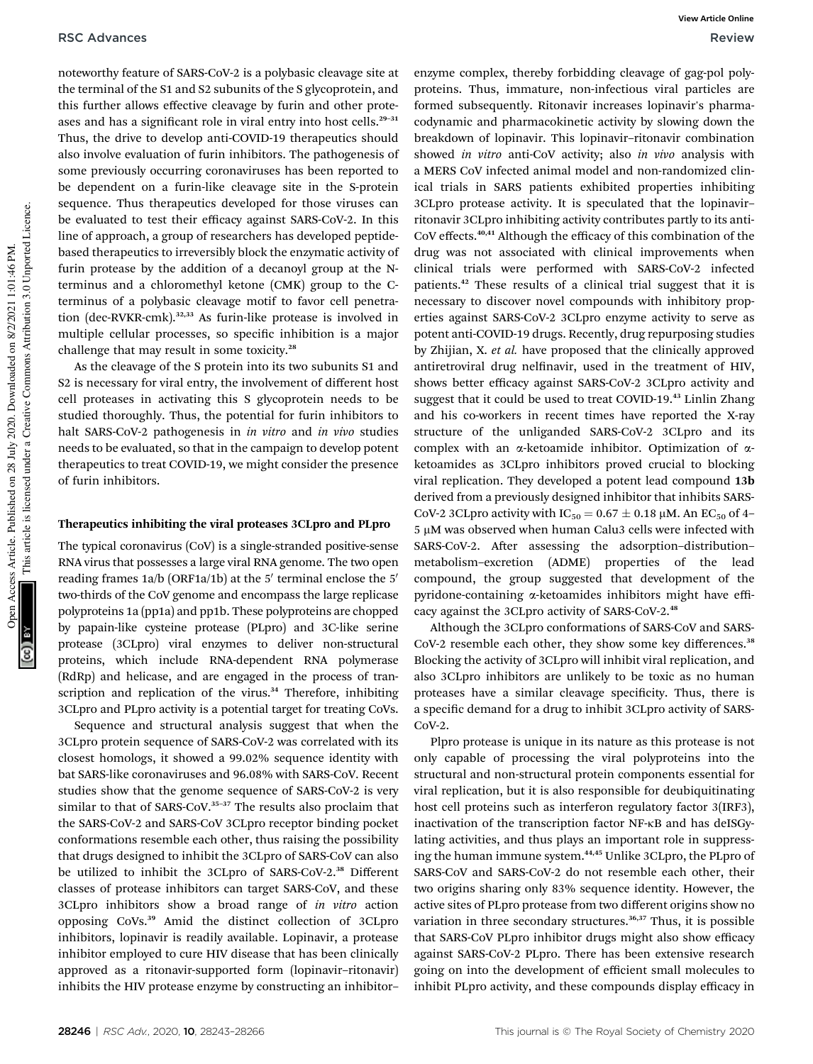noteworthy feature of SARS-CoV-2 is a polybasic cleavage site at the terminal of the S1 and S2 subunits of the S glycoprotein, and this further allows effective cleavage by furin and other proteases and has a significant role in viral entry into host cells.[29–31] Thus, the drive to develop anti-COVID-19 therapeutics should also involve evaluation of furin inhibitors. The pathogenesis of some previously occurring coronaviruses has been reported to be dependent on a furin-like cleavage site in the S-protein sequence. Thus therapeutics developed for those viruses can be evaluated to test their efficacy against SARS-CoV-2. In this line of approach, a group of researchers has developed peptide-based therapeutics to irreversibly block the enzymatic activity of furin protease by the addition of a decanoyl group at the N-terminus and a chloromethyl ketone (CMK) group to the C-terminus of a polybasic cleavage motif to favor cell penetration (dec-RVKR-cmk).[32,33] As furin-like protease is involved in multiple cellular processes, so specific inhibition is a major challenge that may result in some toxicity.[28]

As the cleavage of the S protein into its two subunits S1 and S2 is necessary for viral entry, the involvement of different host cell proteases in activating this S glycoprotein needs to be studied thoroughly. Thus, the potential for furin inhibitors to halt SARS-CoV-2 pathogenesis in *in vitro* and *in vivo* studies needs to be evaluated, so that in the campaign to develop potent therapeutics to treat COVID-19, we might consider the presence of furin inhibitors.

### Therapeutics inhibiting the viral proteases 3CLpro and PLpro

The typical coronavirus (CoV) is a single-stranded positive-sense RNA virus that possesses a large viral RNA genome. The two open reading frames 1a/b (ORF1a/1b) at the 5′ terminal enclose the 5′ two-thirds of the CoV genome and encompass the large replicase polyproteins 1a (pp1a) and pp1b. These polyproteins are chopped by papain-like cysteine protease (PLpro) and 3C-like serine protease (3CLpro) viral enzymes to deliver non-structural proteins, which include RNA-dependent RNA polymerase (RdRp) and helicase, and are engaged in the process of transcription and replication of the virus.[34] Therefore, inhibiting 3CLpro and PLpro activity is a potential target for treating CoVs.

Sequence and structural analysis suggest that when the 3CLpro protein sequence of SARS-CoV-2 was correlated with its closest homologs, it showed a 99.02% sequence identity with bat SARS-like coronaviruses and 96.08% with SARS-CoV. Recent studies show that the genome sequence of SARS-CoV-2 is very similar to that of SARS-CoV.[35–37] The results also proclaim that the SARS-CoV-2 and SARS-CoV 3CLpro receptor binding pocket conformations resemble each other, thus raising the possibility that drugs designed to inhibit the 3CLpro of SARS-CoV can also be utilized to inhibit the 3CLpro of SARS-CoV-2.[38] Different classes of protease inhibitors can target SARS-CoV, and these 3CLpro inhibitors show a broad range of *in vitro* action opposing CoVs.[39] Amid the distinct collection of 3CLpro inhibitors, lopinavir is readily available. Lopinavir, a protease inhibitor employed to cure HIV disease that has been clinically approved as a ritonavir-supported form (lopinavir–ritonavir) inhibits the HIV protease enzyme by constructing an inhibitor–enzyme complex, thereby forbidding cleavage of gag-pol polyproteins. Thus, immature, non-infectious viral particles are formed subsequently. Ritonavir increases lopinavir's pharmacodynamic and pharmacokinetic activity by slowing down the breakdown of lopinavir. This lopinavir–ritonavir combination showed *in vitro* anti-CoV activity; also *in vivo* analysis with a MERS CoV infected animal model and non-randomized clinical trials in SARS patients exhibited properties inhibiting 3CLpro protease activity. It is speculated that the lopinavir–ritonavir 3CLpro inhibiting activity contributes partly to its anti-CoV effects.[40,41] Although the efficacy of this combination of the drug was not associated with clinical improvements when clinical trials were performed with SARS-CoV-2 infected patients.[42] These results of a clinical trial suggest that it is necessary to discover novel compounds with inhibitory properties against SARS-CoV-2 3CLpro enzyme activity to serve as potent anti-COVID-19 drugs. Recently, drug repurposing studies by Zhijian, X. *et al.* have proposed that the clinically approved antiretroviral drug nelfinavir, used in the treatment of HIV, shows better efficacy against SARS-CoV-2 3CLpro activity and suggest that it could be used to treat COVID-19.[43] Linlin Zhang and his co-workers in recent times have reported the X-ray structure of the unliganded SARS-CoV-2 3CLpro and its complex with an α-ketoamide inhibitor. Optimization of α-ketoamides as 3CLpro inhibitors proved crucial to blocking viral replication. They developed a potent lead compound **13b** derived from a previously designed inhibitor that inhibits SARS-CoV-2 3CLpro activity with $IC_{50} = 0.67 \pm 0.18$ μM. An $EC_{50}$ of 4–5 μM was observed when human Calu3 cells were infected with SARS-CoV-2. After assessing the adsorption–distribution–metabolism–excretion (ADME) properties of the lead compound, the group suggested that development of the pyridone-containing α-ketoamides inhibitors might have efficacy against the 3CLpro activity of SARS-CoV-2.[48]

Although the 3CLpro conformations of SARS-CoV and SARS-CoV-2 resemble each other, they show some key differences.[38] Blocking the activity of 3CLpro will inhibit viral replication, and also 3CLpro inhibitors are unlikely to be toxic as no human proteases have a similar cleavage specificity. Thus, there is a specific demand for a drug to inhibit 3CLpro activity of SARS-CoV-2.

Plpro protease is unique in its nature as this protease is not only capable of processing the viral polyproteins into the structural and non-structural protein components essential for viral replication, but it is also responsible for deubiquitinating host cell proteins such as interferon regulatory factor 3(IRF3), inactivation of the transcription factor NF-κB and has deISGylating activities, and thus plays an important role in suppressing the human immune system.[44,45] Unlike 3CLpro, the PLpro of SARS-CoV and SARS-CoV-2 do not resemble each other, their two origins sharing only 83% sequence identity. However, the active sites of PLpro protease from two different origins show no variation in three secondary structures.[36,37] Thus, it is possible that SARS-CoV PLpro inhibitor drugs might also show efficacy against SARS-CoV-2 PLpro. There has been extensive research going on into the development of efficient small molecules to inhibit PLpro activity, and these compounds display efficacy in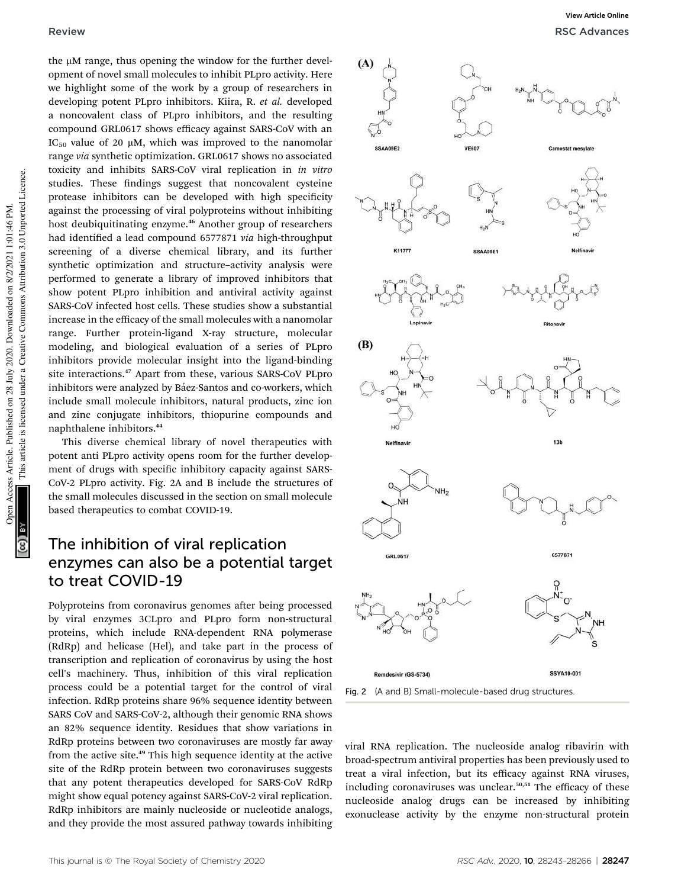the μM range, thus opening the window for the further development of novel small molecules to inhibit PLpro activity. Here we highlight some of the work by a group of researchers in developing potent PLpro inhibitors. Kiira, R. *et al.* developed a noncovalent class of PLpro inhibitors, and the resulting compound GRL0617 shows efficacy against SARS-CoV with an $IC_{50}$ value of 20 μM, which was improved to the nanomolar range *via* synthetic optimization. GRL0617 shows no associated toxicity and inhibits SARS-CoV viral replication in *in vitro* studies. These findings suggest that noncovalent cysteine protease inhibitors can be developed with high specificity against the processing of viral polyproteins without inhibiting host deubiquitinating enzyme.[46] Another group of researchers had identified a lead compound 6577871 *via* high-throughput screening of a diverse chemical library, and its further synthetic optimization and structure–activity analysis were performed to generate a library of improved inhibitors that show potent PLpro inhibition and antiviral activity against SARS-CoV infected host cells. These studies show a substantial increase in the efficacy of the small molecules with a nanomolar range. Further protein-ligand X-ray structure, molecular modeling, and biological evaluation of a series of PLpro inhibitors provide molecular insight into the ligand-binding site interactions.[47] Apart from these, various SARS-CoV PLpro inhibitors were analyzed by Báez-Santos and co-workers, which include small molecule inhibitors, natural products, zinc ion and zinc conjugate inhibitors, thiopurine compounds and naphthalene inhibitors.[44]

This diverse chemical library of novel therapeutics with potent anti PLpro activity opens room for the further development of drugs with specific inhibitory capacity against SARS-CoV-2 PLpro activity. Fig. 2A and B include the structures of the small molecules discussed in the section on small molecule based therapeutics to combat COVID-19.

## The inhibition of viral replication enzymes can also be a potential target to treat COVID-19

Polyproteins from coronavirus genomes after being processed by viral enzymes 3CLpro and PLpro form non-structural proteins, which include RNA-dependent RNA polymerase (RdRp) and helicase (Hel), and take part in the process of transcription and replication of coronavirus by using the host cell's machinery. Thus, inhibition of this viral replication process could be a potential target for the control of viral infection. RdRp proteins share 96% sequence identity between SARS CoV and SARS-CoV-2, although their genomic RNA shows an 82% sequence identity. Residues that show variations in RdRp proteins between two coronaviruses are mostly far away from the active site.[49] This high sequence identity at the active site of the RdRp protein between two coronaviruses suggests that any potent therapeutics developed for SARS-CoV RdRp might show equal potency against SARS-CoV-2 viral replication. RdRp inhibitors are mainly nucleoside or nucleotide analogs, and they provide the most assured pathway towards inhibiting viral RNA replication. The nucleoside analog ribavirin with broad-spectrum antiviral properties has been previously used to treat a viral infection, but its efficacy against RNA viruses, including coronaviruses was unclear.[50,51] The efficacy of these nucleoside analog drugs can be increased by inhibiting exonuclease activity by the enzyme non-structural protein

Fig. 2 (A and B) Small-molecule-based drug structures.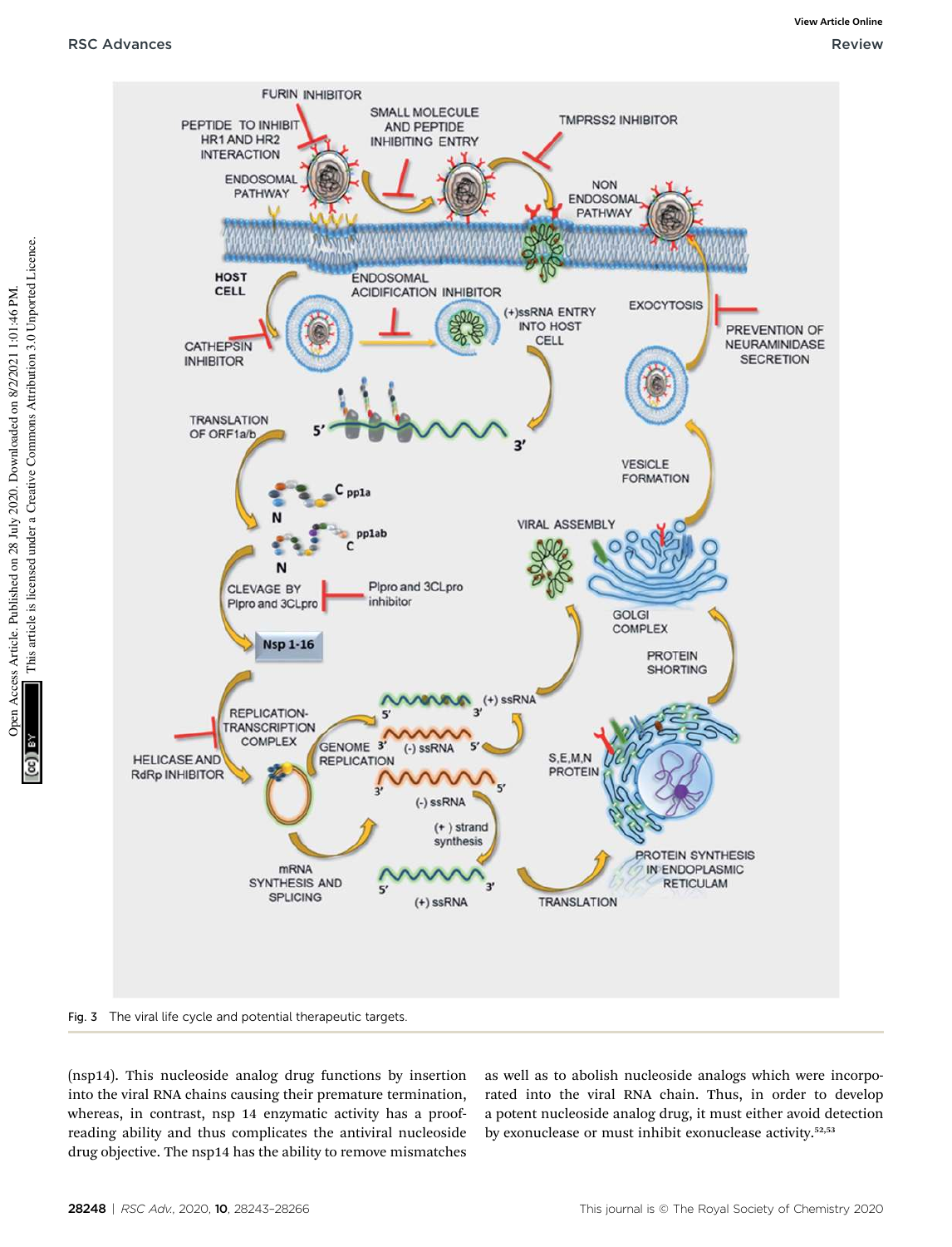Fig. 3 The viral life cycle and potential therapeutic targets.

(nsp14). This nucleoside analog drug functions by insertion into the viral RNA chains causing their premature termination, whereas, in contrast, nsp 14 enzymatic activity has a proofreading ability and thus complicates the antiviral nucleoside drug objective. The nsp14 has the ability to remove mismatches as well as to abolish nucleoside analogs which were incorporated into the viral RNA chain. Thus, in order to develop a potent nucleoside analog drug, it must either avoid detection by exonuclease or must inhibit exonuclease activity.[52,53]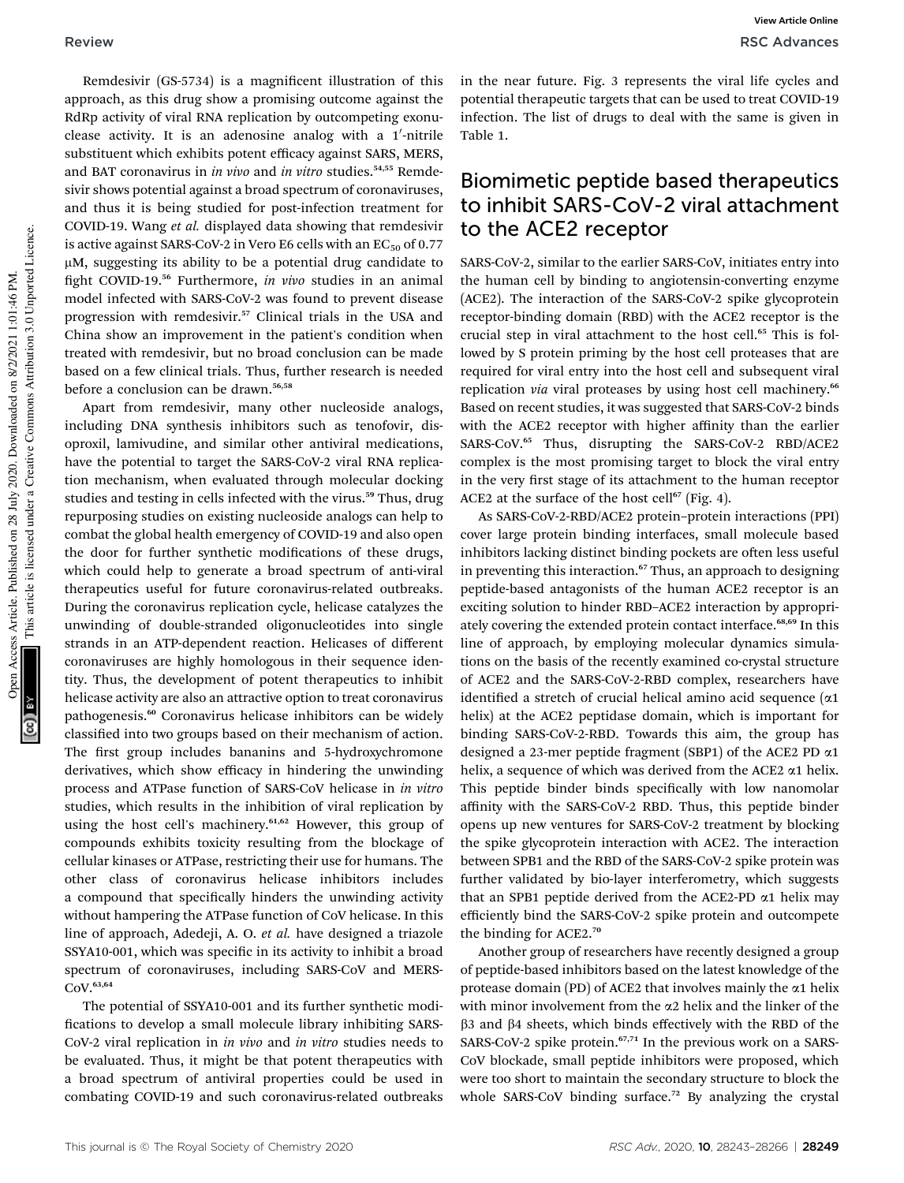Remdesivir (GS-5734) is a magnificent illustration of this approach, as this drug show a promising outcome against the RdRp activity of viral RNA replication by outcompeting exonuclease activity. It is an adenosine analog with a 1′-nitrile substituent which exhibits potent efficacy against SARS, MERS, and BAT coronavirus in *in vivo* and *in vitro* studies.[54,55] Remdesivir shows potential against a broad spectrum of coronaviruses, and thus it is being studied for post-infection treatment for COVID-19. Wang *et al.* displayed data showing that remdesivir is active against SARS-CoV-2 in Vero E6 cells with an $EC_{50}$ of 0.77 μM, suggesting its ability to be a potential drug candidate to fight COVID-19.[56] Furthermore, *in vivo* studies in an animal model infected with SARS-CoV-2 was found to prevent disease progression with remdesivir.[57] Clinical trials in the USA and China show an improvement in the patient's condition when treated with remdesivir, but no broad conclusion can be made based on a few clinical trials. Thus, further research is needed before a conclusion can be drawn.[56,58]

Apart from remdesivir, many other nucleoside analogs, including DNA synthesis inhibitors such as tenofovir, disoproxil, lamivudine, and similar other antiviral medications, have the potential to target the SARS-CoV-2 viral RNA replication mechanism, when evaluated through molecular docking studies and testing in cells infected with the virus.[59] Thus, drug repurposing studies on existing nucleoside analogs can help to combat the global health emergency of COVID-19 and also open the door for further synthetic modifications of these drugs, which could help to generate a broad spectrum of anti-viral therapeutics useful for future coronavirus-related outbreaks. During the coronavirus replication cycle, helicase catalyzes the unwinding of double-stranded oligonucleotides into single strands in an ATP-dependent reaction. Helicases of different coronaviruses are highly homologous in their sequence identity. Thus, the development of potent therapeutics to inhibit helicase activity are also an attractive option to treat coronavirus pathogenesis.[60] Coronavirus helicase inhibitors can be widely classified into two groups based on their mechanism of action. The first group includes bananins and 5-hydroxychromone derivatives, which show efficacy in hindering the unwinding process and ATPase function of SARS-CoV helicase in *in vitro* studies, which results in the inhibition of viral replication by using the host cell's machinery.[61,62] However, this group of compounds exhibits toxicity resulting from the blockage of cellular kinases or ATPase, restricting their use for humans. The other class of coronavirus helicase inhibitors includes a compound that specifically hinders the unwinding activity without hampering the ATPase function of CoV helicase. In this line of approach, Adedeji, A. O. *et al.* have designed a triazole SSYA10-001, which was specific in its activity to inhibit a broad spectrum of coronaviruses, including SARS-CoV and MERS-CoV.[63,64]

The potential of SSYA10-001 and its further synthetic modifications to develop a small molecule library inhibiting SARS-CoV-2 viral replication in *in vivo* and *in vitro* studies needs to be evaluated. Thus, it might be that potent therapeutics with a broad spectrum of antiviral properties could be used in combating COVID-19 and such coronavirus-related outbreaks in the near future. Fig. 3 represents the viral life cycles and potential therapeutic targets that can be used to treat COVID-19 infection. The list of drugs to deal with the same is given in Table 1.

## Biomimetic peptide based therapeutics to inhibit SARS-CoV-2 viral attachment to the ACE2 receptor

SARS-CoV-2, similar to the earlier SARS-CoV, initiates entry into the human cell by binding to angiotensin-converting enzyme (ACE2). The interaction of the SARS-CoV-2 spike glycoprotein receptor-binding domain (RBD) with the ACE2 receptor is the crucial step in viral attachment to the host cell.[65] This is followed by S protein priming by the host cell proteases that are required for viral entry into the host cell and subsequent viral replication *via* viral proteases by using host cell machinery.[66] Based on recent studies, it was suggested that SARS-CoV-2 binds with the ACE2 receptor with higher affinity than the earlier SARS-CoV.[65] Thus, disrupting the SARS-CoV-2 RBD/ACE2 complex is the most promising target to block the viral entry in the very first stage of its attachment to the human receptor ACE2 at the surface of the host cell[67] (Fig. 4).

As SARS-CoV-2-RBD/ACE2 protein–protein interactions (PPI) cover large protein binding interfaces, small molecule based inhibitors lacking distinct binding pockets are often less useful in preventing this interaction.[67] Thus, an approach to designing peptide-based antagonists of the human ACE2 receptor is an exciting solution to hinder RBD–ACE2 interaction by appropriately covering the extended protein contact interface.[68,69] In this line of approach, by employing molecular dynamics simulations on the basis of the recently examined co-crystal structure of ACE2 and the SARS-CoV-2-RBD complex, researchers have identified a stretch of crucial helical amino acid sequence (α1 helix) at the ACE2 peptidase domain, which is important for binding SARS-CoV-2-RBD. Towards this aim, the group has designed a 23-mer peptide fragment (SBP1) of the ACE2 PD α1 helix, a sequence of which was derived from the ACE2 α1 helix. This peptide binder binds specifically with low nanomolar affinity with the SARS-CoV-2 RBD. Thus, this peptide binder opens up new ventures for SARS-CoV-2 treatment by blocking the spike glycoprotein interaction with ACE2. The interaction between SPB1 and the RBD of the SARS-CoV-2 spike protein was further validated by bio-layer interferometry, which suggests that an SPB1 peptide derived from the ACE2-PD α1 helix may efficiently bind the SARS-CoV-2 spike protein and outcompete the binding for ACE2.[70]

Another group of researchers have recently designed a group of peptide-based inhibitors based on the latest knowledge of the protease domain (PD) of ACE2 that involves mainly the α1 helix with minor involvement from the α2 helix and the linker of the β3 and β4 sheets, which binds effectively with the RBD of the SARS-CoV-2 spike protein.[67,71] In the previous work on a SARS-CoV blockade, small peptide inhibitors were proposed, which were too short to maintain the secondary structure to block the whole SARS-CoV binding surface.[72] By analyzing the crystal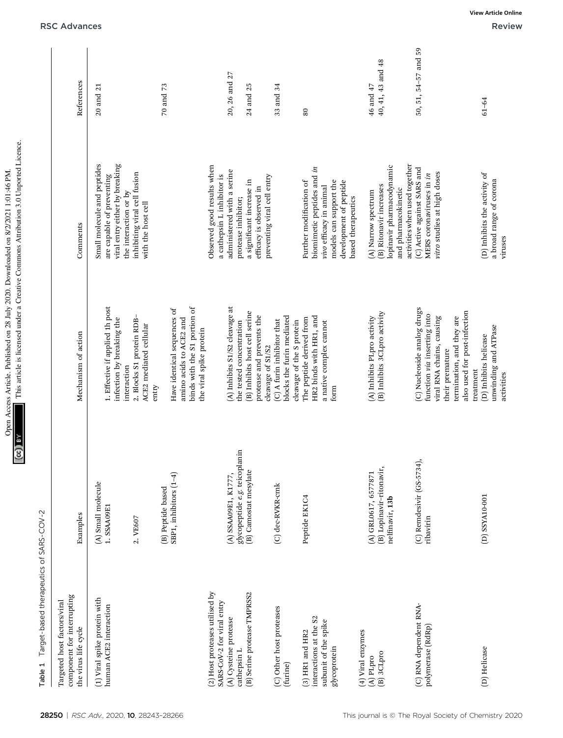Table 1 Target-based therapeutics of SARS-COV-2

| Targeted host factors/viral component for interrupting the virus life cycle | Examples | Mechanism of action | Comments | References |
|---|---|---|---|---|
| (1) Viral spike protein with human ACE2 interaction | (A) Small molecule 1. SSAA09E1 | 1. Effective if applied 1h post infection by breaking the interaction | Small molecule and peptides are capable of preventing viral entry either by breaking the interaction or by inhibiting viral cell fusion with the host cell | 20 and 21 |
| | 2. VE607 | 2. Blocks S1 protein RDB–ACE2 mediated cellular entry | | |
| | (B) Peptide based SBP1, inhibitors (1–4) | Have identical sequences of amino acids to ACE2 and binds with the S1 portion of the viral spike protein | | 70 and 73 |
| (2) Host proteases utilised by SARS-CoV-2 for viral entry | | | | |
| (A) Cysteine protease cathepsin L | (A) SSAA09E1, K1777, glycopeptide *e.g.* teicoplanin | (A) Inhibits S1/S2 cleavage at the tested concentration | Observed good results when a cathepsin L inhibitor is administered with a serine protease inhibitor; | 20, 26 and 27 |
| (B) Serine protease TMPRSS2 | (B) Camostat mesylate | (B) Inhibits host cell serine protease and prevents the cleavage of S1/S2 | a significant increase in efficacy is observed in preventing viral cell entry | 24 and 25 |
| (C) Other host proteases (furine) | (C) dec-RVKR-cmk | (C) A furin inhibitor that blocks the furin mediated cleavage of the S protein | | 33 and 34 |
| (3) HR1 and HR2 interactions at the S2 subunit of the spike glycoprotein | Peptide EK1C4 | The peptide derived from HR2 binds with HR1, and a native complex cannot form | Further modification of biomimetic peptides and *in vivo* efficacy in animal models can support the development of peptide based therapeutics | 80 |
| (4) Viral enzymes | | | | |
| (A) PLpro | (A) GRL0617, 6577871 | (A) Inhibits PLpro activity | (A) Narrow spectrum | 46 and 47 |
| (B) 3CLpro | (B) Lopinavir–ritonavir, nelfinavir, **13b** | (B) Inhibits 3CLpro activity | (B) Ritonavir increases lopinavir pharmacodynamic and pharmacokinetic activities when used together | 40, 41, 43 and 48 |
| (C) RNA dependent RNA-polymerase (RdRp) | (C) Remdesivir (GS-5734), ribavirin | (C) Nucleoside analog drugs function *via* inserting into viral RNA chains, causing their premature termination, and they are also used for post-infection treatment | (C) Active against SARS and MERS coronaviruses in *in vitro* studies at high doses | 50, 51, 54–57 and 59 |
| (D) Helicase | (D) SSYA10-001 | (D) Inhibits helicase unwinding and ATPase activities | (D) Inhibits the activity of a broad range of corona viruses | 61–64 |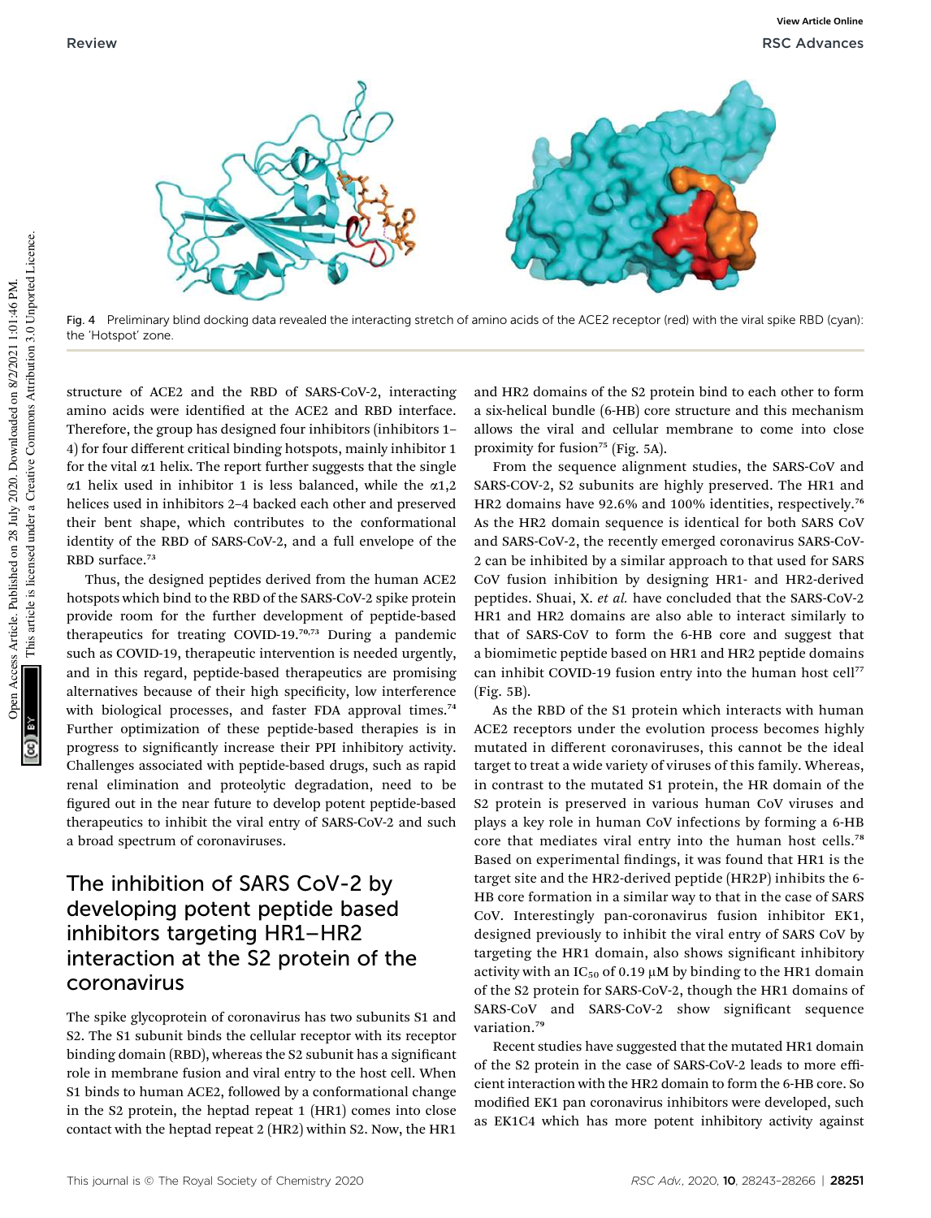Fig. 4 Preliminary blind docking data revealed the interacting stretch of amino acids of the ACE2 receptor (red) with the viral spike RBD (cyan): the 'Hotspot' zone.

structure of ACE2 and the RBD of SARS-CoV-2, interacting amino acids were identified at the ACE2 and RBD interface. Therefore, the group has designed four inhibitors (inhibitors 1–4) for four different critical binding hotspots, mainly inhibitor 1 for the vital $\alpha1$ helix. The report further suggests that the single $\alpha1$ helix used in inhibitor 1 is less balanced, while the $\alpha1,2$ helices used in inhibitors 2–4 backed each other and preserved their bent shape, which contributes to the conformational identity of the RBD of SARS-CoV-2, and a full envelope of the RBD surface.[73]

Thus, the designed peptides derived from the human ACE2 hotspots which bind to the RBD of the SARS-CoV-2 spike protein provide room for the further development of peptide-based therapeutics for treating COVID-19.[70,73] During a pandemic such as COVID-19, therapeutic intervention is needed urgently, and in this regard, peptide-based therapeutics are promising alternatives because of their high specificity, low interference with biological processes, and faster FDA approval times.[74] Further optimization of these peptide-based therapies is in progress to significantly increase their PPI inhibitory activity. Challenges associated with peptide-based drugs, such as rapid renal elimination and proteolytic degradation, need to be figured out in the near future to develop potent peptide-based therapeutics to inhibit the viral entry of SARS-CoV-2 and such a broad spectrum of coronaviruses.

## The inhibition of SARS CoV-2 by developing potent peptide based inhibitors targeting HR1–HR2 interaction at the S2 protein of the coronavirus

The spike glycoprotein of coronavirus has two subunits S1 and S2. The S1 subunit binds the cellular receptor with its receptor binding domain (RBD), whereas the S2 subunit has a significant role in membrane fusion and viral entry to the host cell. When S1 binds to human ACE2, followed by a conformational change in the S2 protein, the heptad repeat 1 (HR1) comes into close contact with the heptad repeat 2 (HR2) within S2. Now, the HR1 and HR2 domains of the S2 protein bind to each other to form a six-helical bundle (6-HB) core structure and this mechanism allows the viral and cellular membrane to come into close proximity for fusion[75] (Fig. 5A).

From the sequence alignment studies, the SARS-CoV and SARS-COV-2, S2 subunits are highly preserved. The HR1 and HR2 domains have 92.6% and 100% identities, respectively.[76] As the HR2 domain sequence is identical for both SARS CoV and SARS-CoV-2, the recently emerged coronavirus SARS-CoV-2 can be inhibited by a similar approach to that used for SARS CoV fusion inhibition by designing HR1- and HR2-derived peptides. Shuai, X. *et al.* have concluded that the SARS-CoV-2 HR1 and HR2 domains are also able to interact similarly to that of SARS-CoV to form the 6-HB core and suggest that a biomimetic peptide based on HR1 and HR2 peptide domains can inhibit COVID-19 fusion entry into the human host cell[77] (Fig. 5B).

As the RBD of the S1 protein which interacts with human ACE2 receptors under the evolution process becomes highly mutated in different coronaviruses, this cannot be the ideal target to treat a wide variety of viruses of this family. Whereas, in contrast to the mutated S1 protein, the HR domain of the S2 protein is preserved in various human CoV viruses and plays a key role in human CoV infections by forming a 6-HB core that mediates viral entry into the human host cells.[78] Based on experimental findings, it was found that HR1 is the target site and the HR2-derived peptide (HR2P) inhibits the 6-HB core formation in a similar way to that in the case of SARS CoV. Interestingly pan-coronavirus fusion inhibitor EK1, designed previously to inhibit the viral entry of SARS CoV by targeting the HR1 domain, also shows significant inhibitory activity with an $IC_{50}$ of 0.19 μM by binding to the HR1 domain of the S2 protein for SARS-CoV-2, though the HR1 domains of SARS-CoV and SARS-CoV-2 show significant sequence variation.[79]

Recent studies have suggested that the mutated HR1 domain of the S2 protein in the case of SARS-CoV-2 leads to more efficient interaction with the HR2 domain to form the 6-HB core. So modified EK1 pan coronavirus inhibitors were developed, such as EK1C4 which has more potent inhibitory activity against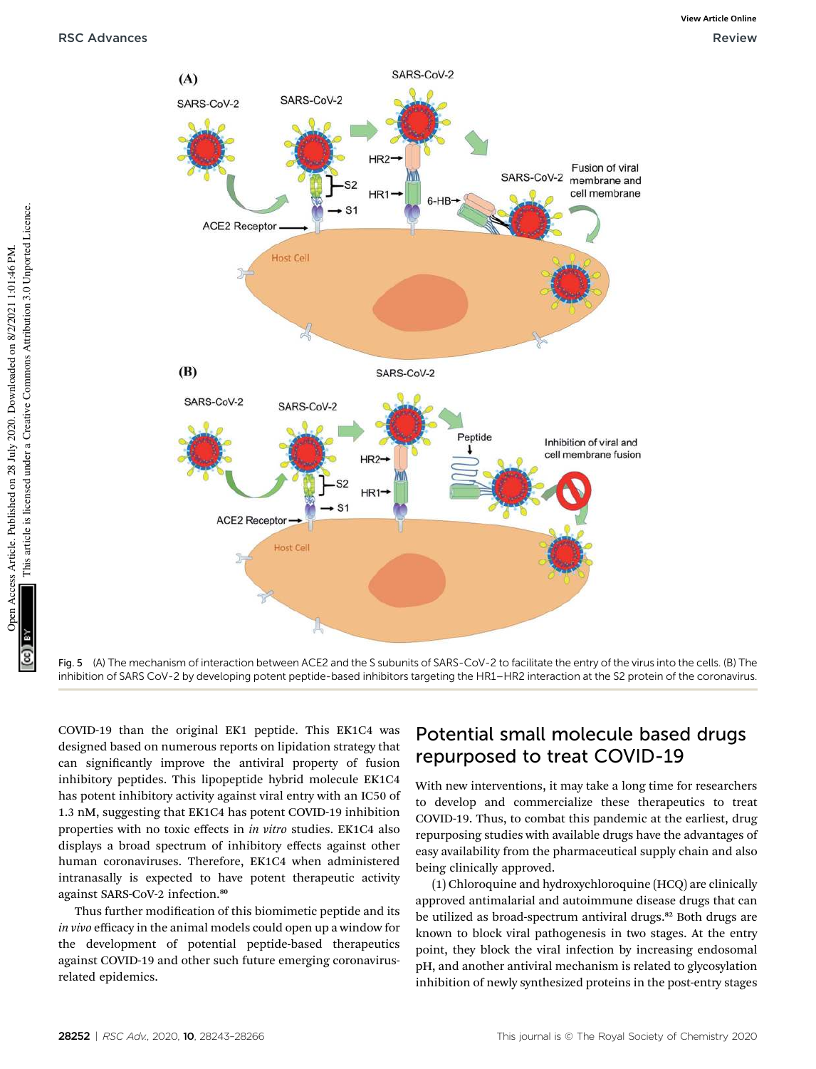Fig. 5 (A) The mechanism of interaction between ACE2 and the S subunits of SARS-CoV-2 to facilitate the entry of the virus into the cells. (B) The inhibition of SARS CoV-2 by developing potent peptide-based inhibitors targeting the HR1–HR2 interaction at the S2 protein of the coronavirus.

COVID-19 than the original EK1 peptide. This EK1C4 was designed based on numerous reports on lipidation strategy that can significantly improve the antiviral property of fusion inhibitory peptides. This lipopeptide hybrid molecule EK1C4 has potent inhibitory activity against viral entry with an IC50 of 1.3 nM, suggesting that EK1C4 has potent COVID-19 inhibition properties with no toxic effects in *in vitro* studies. EK1C4 also displays a broad spectrum of inhibitory effects against other human coronaviruses. Therefore, EK1C4 when administered intranasally is expected to have potent therapeutic activity against SARS-CoV-2 infection.[80]

Thus further modification of this biomimetic peptide and its *in vivo* efficacy in the animal models could open up a window for the development of potential peptide-based therapeutics against COVID-19 and other such future emerging coronavirus-related epidemics.

## Potential small molecule based drugs repurposed to treat COVID-19

With new interventions, it may take a long time for researchers to develop and commercialize these therapeutics to treat COVID-19. Thus, to combat this pandemic at the earliest, drug repurposing studies with available drugs have the advantages of easy availability from the pharmaceutical supply chain and also being clinically approved.

(1) Chloroquine and hydroxychloroquine (HCQ) are clinically approved antimalarial and autoimmune disease drugs that can be utilized as broad-spectrum antiviral drugs.[82] Both drugs are known to block viral pathogenesis in two stages. At the entry point, they block the viral infection by increasing endosomal pH, and another antiviral mechanism is related to glycosylation inhibition of newly synthesized proteins in the post-entry stages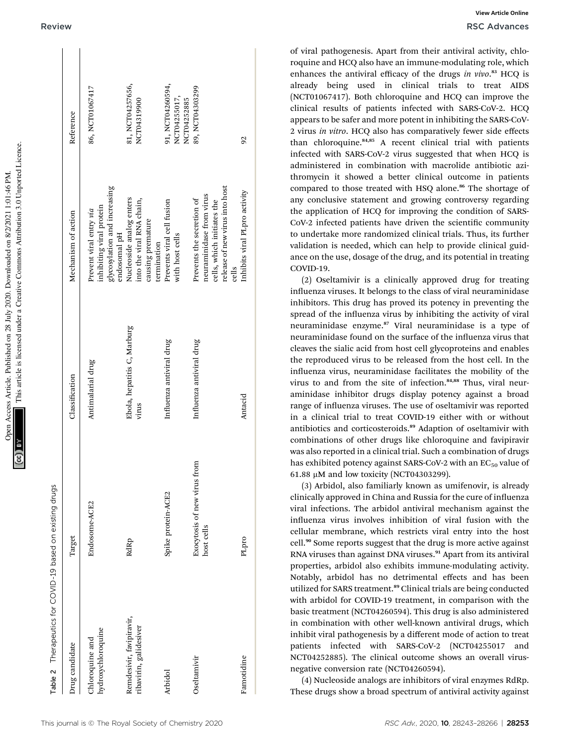Table 2 Therapeutics for COVID-19 based on existing drugs

| Drug candidate | Target | Classification | Mechanism of action | Reference |
|---|---|---|---|---|
| Chloroquine and hydroxychloroquine | Endosome-ACE2 | Antimalarial drug | Prevent viral entry *via* inhibiting viral protein glycosylation and increasing endosomal pH | 86, NCT01067417 |
| Remdesivir, favipiravir, ribavirin, galidesiver | RdRp | Ebola, hepatitis C, Marburg virus | Nucleoside analog enters into the viral RNA chain, causing premature termination | 81, NCT04257656, NCT04319900 |
| Arbidol | Spike protein-ACE2 | Influenza antiviral drug | Prevents viral cell fusion with host cells | 91, NCT04260594, NCT04255017, NCT04252885 |
| Oseltamivir | Exocytosis of new virus from host cells | Influenza antiviral drug | Prevents the secretion of neuraminidase from virus cells, which initiates the release of new virus into host cells | 89, NCT04303299 |
| Famotidine | PLpro | Antacid | Inhibits viral PLpro activity | 92 |

of viral pathogenesis. Apart from their antiviral activity, chloroquine and HCQ also have an immune-modulating role, which enhances the antiviral efficacy of the drugs *in vivo*.[83] HCQ is already being used in clinical trials to treat AIDS (NCT01067417). Both chloroquine and HCQ can improve the clinical results of patients infected with SARS-CoV-2. HCQ appears to be safer and more potent in inhibiting the SARS-CoV-2 virus *in vitro*. HCQ also has comparatively fewer side effects than chloroquine.[84,85] A recent clinical trial with patients infected with SARS-CoV-2 virus suggested that when HCQ is administered in combination with macrolide antibiotic azithromycin it showed a better clinical outcome in patients compared to those treated with HSQ alone.[86] The shortage of any conclusive statement and growing controversy regarding the application of HCQ for improving the condition of SARS-CoV-2 infected patients have driven the scientific community to undertake more randomized clinical trials. Thus, its further validation is needed, which can help to provide clinical guidance on the use, dosage of the drug, and its potential in treating COVID-19.

(2) Oseltamivir is a clinically approved drug for treating influenza viruses. It belongs to the class of viral neuraminidase inhibitors. This drug has proved its potency in preventing the spread of the influenza virus by inhibiting the activity of viral neuraminidase enzyme.[87] Viral neuraminidase is a type of neuraminidase found on the surface of the influenza virus that cleaves the sialic acid from host cell glycoproteins and enables the reproduced virus to be released from the host cell. In the influenza virus, neuraminidase facilitates the mobility of the virus to and from the site of infection.[84,88] Thus, viral neuraminidase inhibitor drugs display potency against a broad range of influenza viruses. The use of oseltamivir was reported in a clinical trial to treat COVID-19 either with or without antibiotics and corticosteroids.[89] Adaption of oseltamivir with combinations of other drugs like chloroquine and favipiravir was also reported in a clinical trial. Such a combination of drugs has exhibited potency against SARS-CoV-2 with an $EC_{50}$ value of 61.88 μM and low toxicity (NCT04303299).

(3) Arbidol, also familiarly known as umifenovir, is already clinically approved in China and Russia for the cure of influenza viral infections. The arbidol antiviral mechanism against the influenza virus involves inhibition of viral fusion with the cellular membrane, which restricts viral entry into the host cell.[90] Some reports suggest that the drug is more active against RNA viruses than against DNA viruses.[91] Apart from its antiviral properties, arbidol also exhibits immune-modulating activity. Notably, arbidol has no detrimental effects and has been utilized for SARS treatment.[89] Clinical trials are being conducted with arbidol for COVID-19 treatment, in comparison with the basic treatment (NCT04260594). This drug is also administered in combination with other well-known antiviral drugs, which inhibit viral pathogenesis by a different mode of action to treat patients infected with SARS-CoV-2 (NCT04255017 and NCT04252885). The clinical outcome shows an overall virus-negative conversion rate (NCT04260594).

(4) Nucleoside analogs are inhibitors of viral enzymes RdRp. These drugs show a broad spectrum of antiviral activity against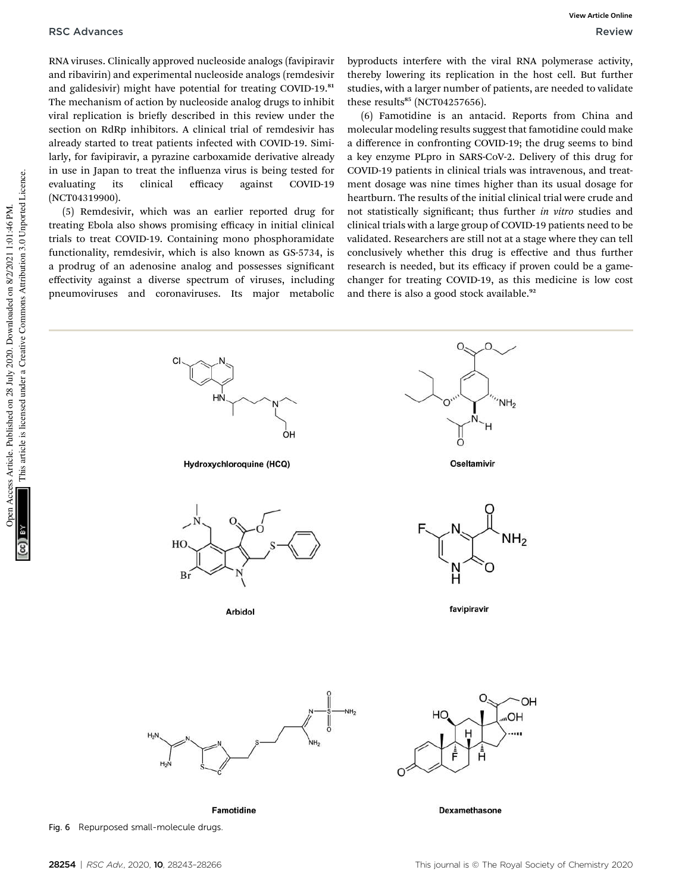RNA viruses. Clinically approved nucleoside analogs (favipiravir and ribavirin) and experimental nucleoside analogs (remdesivir and galidesivir) might have potential for treating COVID-19.[81] The mechanism of action by nucleoside analog drugs to inhibit viral replication is briefly described in this review under the section on RdRp inhibitors. A clinical trial of remdesivir has already started to treat patients infected with COVID-19. Similarly, for favipiravir, a pyrazine carboxamide derivative already in use in Japan to treat the influenza virus is being tested for evaluating its clinical efficacy against COVID-19 (NCT04319900).

(5) Remdesivir, which was an earlier reported drug for treating Ebola also shows promising efficacy in initial clinical trials to treat COVID-19. Containing mono phosphoramidate functionality, remdesivir, which is also known as GS-5734, is a prodrug of an adenosine analog and possesses significant effectivity against a diverse spectrum of viruses, including pneumoviruses and coronaviruses. Its major metabolic byproducts interfere with the viral RNA polymerase activity, thereby lowering its replication in the host cell. But further studies, with a larger number of patients, are needed to validate these results[85] (NCT04257656).

(6) Famotidine is an antacid. Reports from China and molecular modeling results suggest that famotidine could make a difference in confronting COVID-19; the drug seems to bind a key enzyme PLpro in SARS-CoV-2. Delivery of this drug for COVID-19 patients in clinical trials was intravenous, and treatment dosage was nine times higher than its usual dosage for heartburn. The results of the initial clinical trial were crude and not statistically significant; thus further *in vitro* studies and clinical trials with a large group of COVID-19 patients need to be validated. Researchers are still not at a stage where they can tell conclusively whether this drug is effective and thus further research is needed, but its efficacy if proven could be a game-changer for treating COVID-19, as this medicine is low cost and there is also a good stock available.[92]

Hydroxychloroquine (HCQ)

Oseltamivir

Arbidol

favipiravir

Famotidine

Dexamethasone

Fig. 6 Repurposed small-molecule drugs.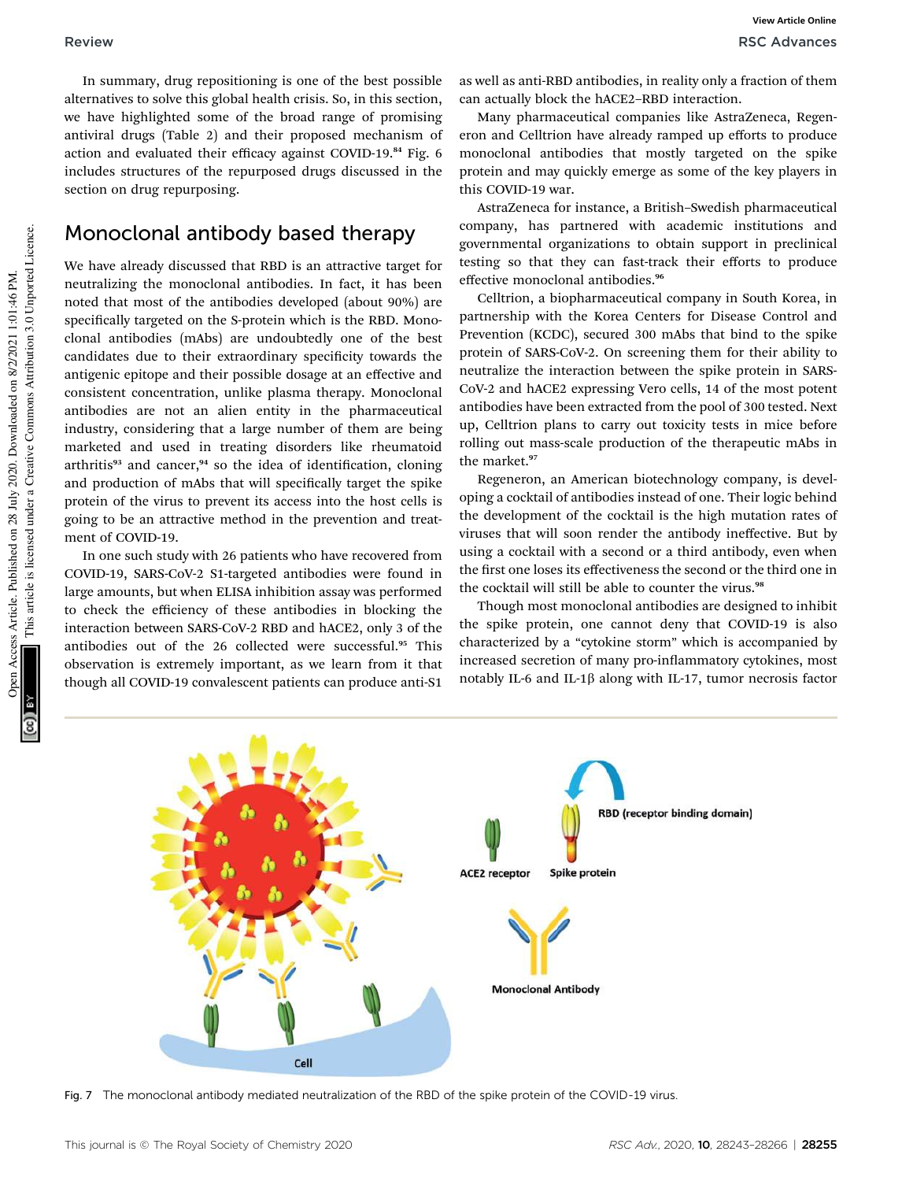In summary, drug repositioning is one of the best possible alternatives to solve this global health crisis. So, in this section, we have highlighted some of the broad range of promising antiviral drugs (Table 2) and their proposed mechanism of action and evaluated their efficacy against COVID-19.[84] Fig. 6 includes structures of the repurposed drugs discussed in the section on drug repurposing.

## Monoclonal antibody based therapy

We have already discussed that RBD is an attractive target for neutralizing the monoclonal antibodies. In fact, it has been noted that most of the antibodies developed (about 90%) are specifically targeted on the S-protein which is the RBD. Monoclonal antibodies (mAbs) are undoubtedly one of the best candidates due to their extraordinary specificity towards the antigenic epitope and their possible dosage at an effective and consistent concentration, unlike plasma therapy. Monoclonal antibodies are not an alien entity in the pharmaceutical industry, considering that a large number of them are being marketed and used in treating disorders like rheumatoid arthritis[93] and cancer,[94] so the idea of identification, cloning and production of mAbs that will specifically target the spike protein of the virus to prevent its access into the host cells is going to be an attractive method in the prevention and treatment of COVID-19.

In one such study with 26 patients who have recovered from COVID-19, SARS-CoV-2 S1-targeted antibodies were found in large amounts, but when ELISA inhibition assay was performed to check the efficiency of these antibodies in blocking the interaction between SARS-CoV-2 RBD and hACE2, only 3 of the antibodies out of the 26 collected were successful.[95] This observation is extremely important, as we learn from it that though all COVID-19 convalescent patients can produce anti-S1 as well as anti-RBD antibodies, in reality only a fraction of them can actually block the hACE2–RBD interaction.

Many pharmaceutical companies like AstraZeneca, Regeneron and Celltrion have already ramped up efforts to produce monoclonal antibodies that mostly targeted on the spike protein and may quickly emerge as some of the key players in this COVID-19 war.

AstraZeneca for instance, a British–Swedish pharmaceutical company, has partnered with academic institutions and governmental organizations to obtain support in preclinical testing so that they can fast-track their efforts to produce effective monoclonal antibodies.[96]

Celltrion, a biopharmaceutical company in South Korea, in partnership with the Korea Centers for Disease Control and Prevention (KCDC), secured 300 mAbs that bind to the spike protein of SARS-CoV-2. On screening them for their ability to neutralize the interaction between the spike protein in SARS-CoV-2 and hACE2 expressing Vero cells, 14 of the most potent antibodies have been extracted from the pool of 300 tested. Next up, Celltrion plans to carry out toxicity tests in mice before rolling out mass-scale production of the therapeutic mAbs in the market.[97]

Regeneron, an American biotechnology company, is developing a cocktail of antibodies instead of one. Their logic behind the development of the cocktail is the high mutation rates of viruses that will soon render the antibody ineffective. But by using a cocktail with a second or a third antibody, even when the first one loses its effectiveness the second or the third one in the cocktail will still be able to counter the virus.[98]

Though most monoclonal antibodies are designed to inhibit the spike protein, one cannot deny that COVID-19 is also characterized by a "cytokine storm" which is accompanied by increased secretion of many pro-inflammatory cytokines, most notably IL-6 and IL-1β along with IL-17, tumor necrosis factor

Fig. 7 The monoclonal antibody mediated neutralization of the RBD of the spike protein of the COVID-19 virus.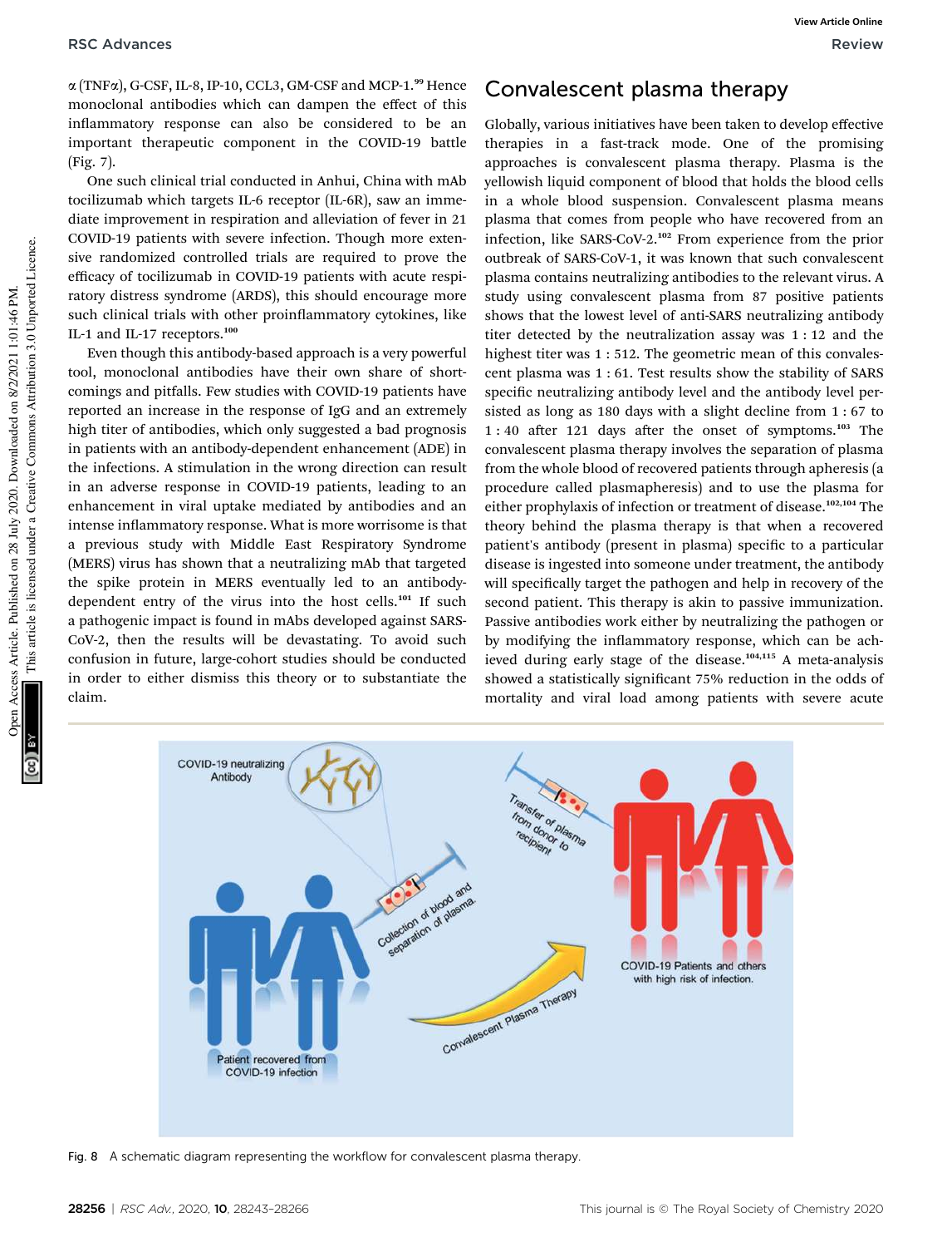α (TNFα), G-CSF, IL-8, IP-10, CCL3, GM-CSF and MCP-1.[99] Hence monoclonal antibodies which can dampen the effect of this inflammatory response can also be considered to be an important therapeutic component in the COVID-19 battle (Fig. 7).

One such clinical trial conducted in Anhui, China with mAb tocilizumab which targets IL-6 receptor (IL-6R), saw an immediate improvement in respiration and alleviation of fever in 21 COVID-19 patients with severe infection. Though more extensive randomized controlled trials are required to prove the efficacy of tocilizumab in COVID-19 patients with acute respiratory distress syndrome (ARDS), this should encourage more such clinical trials with other proinflammatory cytokines, like IL-1 and IL-17 receptors.[100]

Even though this antibody-based approach is a very powerful tool, monoclonal antibodies have their own share of shortcomings and pitfalls. Few studies with COVID-19 patients have reported an increase in the response of IgG and an extremely high titer of antibodies, which only suggested a bad prognosis in patients with an antibody-dependent enhancement (ADE) in the infections. A stimulation in the wrong direction can result in an adverse response in COVID-19 patients, leading to an enhancement in viral uptake mediated by antibodies and an intense inflammatory response. What is more worrisome is that a previous study with Middle East Respiratory Syndrome (MERS) virus has shown that a neutralizing mAb that targeted the spike protein in MERS eventually led to an antibody-dependent entry of the virus into the host cells.[101] If such a pathogenic impact is found in mAbs developed against SARS-CoV-2, then the results will be devastating. To avoid such confusion in future, large-cohort studies should be conducted in order to either dismiss this theory or to substantiate the claim.

## Convalescent plasma therapy

Globally, various initiatives have been taken to develop effective therapies in a fast-track mode. One of the promising approaches is convalescent plasma therapy. Plasma is the yellowish liquid component of blood that holds the blood cells in a whole blood suspension. Convalescent plasma means plasma that comes from people who have recovered from an infection, like SARS-CoV-2.[102] From experience from the prior outbreak of SARS-CoV-1, it was known that such convalescent plasma contains neutralizing antibodies to the relevant virus. A study using convalescent plasma from 87 positive patients shows that the lowest level of anti-SARS neutralizing antibody titer detected by the neutralization assay was 1 : 12 and the highest titer was 1 : 512. The geometric mean of this convalescent plasma was 1 : 61. Test results show the stability of SARS specific neutralizing antibody level and the antibody level persisted as long as 180 days with a slight decline from 1 : 67 to 1 : 40 after 121 days after the onset of symptoms.[103] The convalescent plasma therapy involves the separation of plasma from the whole blood of recovered patients through apheresis (a procedure called plasmapheresis) and to use the plasma for either prophylaxis of infection or treatment of disease.[102,104] The theory behind the plasma therapy is that when a recovered patient's antibody (present in plasma) specific to a particular disease is ingested into someone under treatment, the antibody will specifically target the pathogen and help in recovery of the second patient. This therapy is akin to passive immunization. Passive antibodies work either by neutralizing the pathogen or by modifying the inflammatory response, which can be achieved during early stage of the disease.[104,115] A meta-analysis showed a statistically significant 75% reduction in the odds of mortality and viral load among patients with severe acute

Fig. 8 A schematic diagram representing the workflow for convalescent plasma therapy.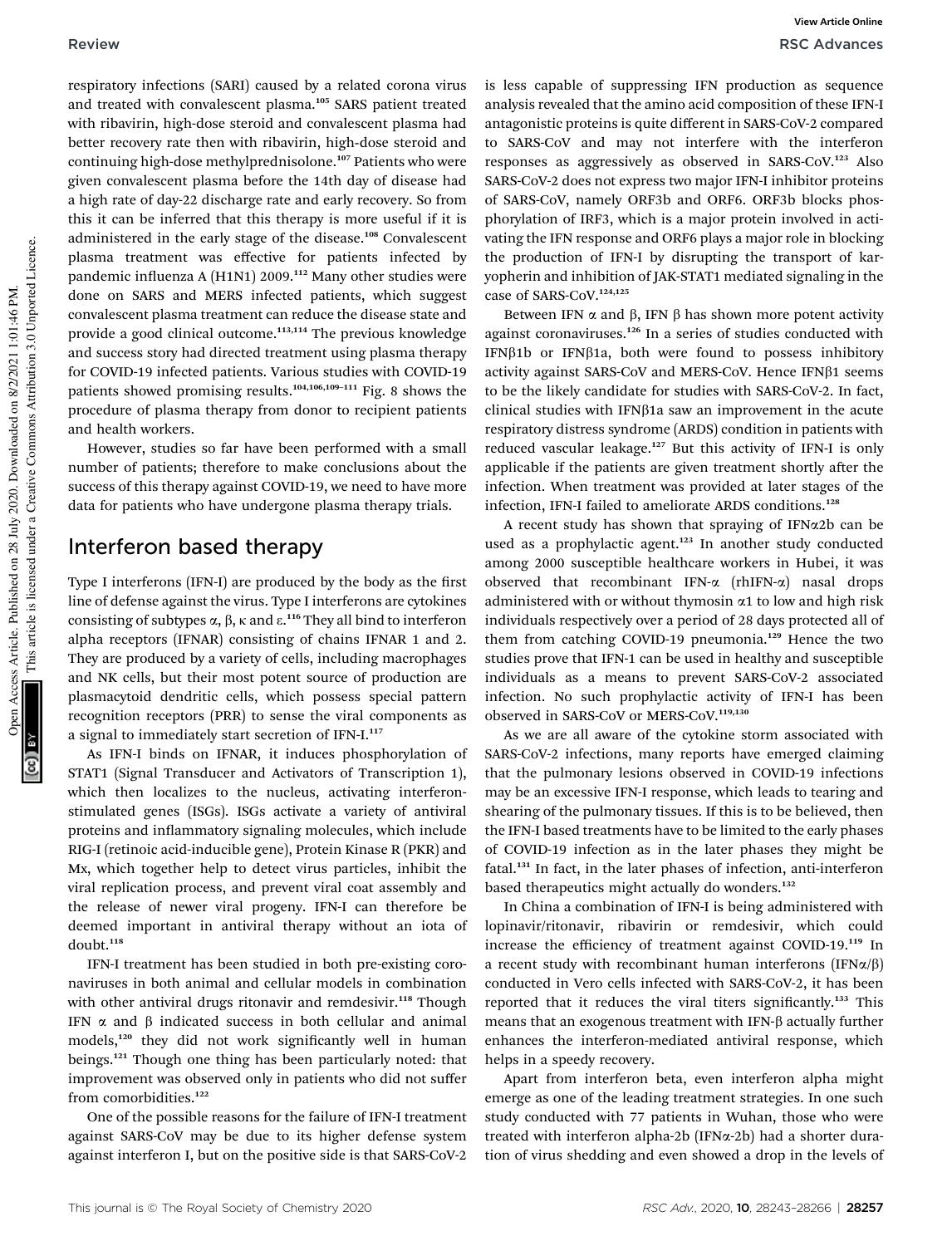respiratory infections (SARI) caused by a related corona virus and treated with convalescent plasma.[105] SARS patient treated with ribavirin, high-dose steroid and convalescent plasma had better recovery rate then with ribavirin, high-dose steroid and continuing high-dose methylprednisolone.[107] Patients who were given convalescent plasma before the 14th day of disease had a high rate of day-22 discharge rate and early recovery. So from this it can be inferred that this therapy is more useful if it is administered in the early stage of the disease.[108] Convalescent plasma treatment was effective for patients infected by pandemic influenza A (H1N1) 2009.[112] Many other studies were done on SARS and MERS infected patients, which suggest convalescent plasma treatment can reduce the disease state and provide a good clinical outcome.[113,114] The previous knowledge and success story had directed treatment using plasma therapy for COVID-19 infected patients. Various studies with COVID-19 patients showed promising results.[104,106,109–111] Fig. 8 shows the procedure of plasma therapy from donor to recipient patients and health workers.

However, studies so far have been performed with a small number of patients; therefore to make conclusions about the success of this therapy against COVID-19, we need to have more data for patients who have undergone plasma therapy trials.

## Interferon based therapy

Type I interferons (IFN-I) are produced by the body as the first line of defense against the virus. Type I interferons are cytokines consisting of subtypes α, β, κ and ε.[116] They all bind to interferon alpha receptors (IFNAR) consisting of chains IFNAR 1 and 2. They are produced by a variety of cells, including macrophages and NK cells, but their most potent source of production are plasmacytoid dendritic cells, which possess special pattern recognition receptors (PRR) to sense the viral components as a signal to immediately start secretion of IFN-I.[117]

As IFN-I binds on IFNAR, it induces phosphorylation of STAT1 (Signal Transducer and Activators of Transcription 1), which then localizes to the nucleus, activating interferon-stimulated genes (ISGs). ISGs activate a variety of antiviral proteins and inflammatory signaling molecules, which include RIG-I (retinoic acid-inducible gene), Protein Kinase R (PKR) and Mx, which together help to detect virus particles, inhibit the viral replication process, and prevent viral coat assembly and the release of newer viral progeny. IFN-I can therefore be deemed important in antiviral therapy without an iota of doubt.[118]

IFN-I treatment has been studied in both pre-existing coronaviruses in both animal and cellular models in combination with other antiviral drugs ritonavir and remdesivir.[118] Though IFN α and β indicated success in both cellular and animal models,[120] they did not work significantly well in human beings.[121] Though one thing has been particularly noted: that improvement was observed only in patients who did not suffer from comorbidities.[122]

One of the possible reasons for the failure of IFN-I treatment against SARS-CoV may be due to its higher defense system against interferon I, but on the positive side is that SARS-CoV-2 is less capable of suppressing IFN production as sequence analysis revealed that the amino acid composition of these IFN-I antagonistic proteins is quite different in SARS-CoV-2 compared to SARS-CoV and may not interfere with the interferon responses as aggressively as observed in SARS-CoV.[123] Also SARS-CoV-2 does not express two major IFN-I inhibitor proteins of SARS-CoV, namely ORF3b and ORF6. ORF3b blocks phosphorylation of IRF3, which is a major protein involved in activating the IFN response and ORF6 plays a major role in blocking the production of IFN-I by disrupting the transport of karyopherin and inhibition of JAK-STAT1 mediated signaling in the case of SARS-CoV.[124,125]

Between IFN α and β, IFN β has shown more potent activity against coronaviruses.[126] In a series of studies conducted with IFNβ1b or IFNβ1a, both were found to possess inhibitory activity against SARS-CoV and MERS-CoV. Hence IFNβ1 seems to be the likely candidate for studies with SARS-CoV-2. In fact, clinical studies with IFNβ1a saw an improvement in the acute respiratory distress syndrome (ARDS) condition in patients with reduced vascular leakage.[127] But this activity of IFN-I is only applicable if the patients are given treatment shortly after the infection. When treatment was provided at later stages of the infection, IFN-I failed to ameliorate ARDS conditions.[128]

A recent study has shown that spraying of IFNα2b can be used as a prophylactic agent.[123] In another study conducted among 2000 susceptible healthcare workers in Hubei, it was observed that recombinant IFN-α (rhIFN-α) nasal drops administered with or without thymosin α1 to low and high risk individuals respectively over a period of 28 days protected all of them from catching COVID-19 pneumonia.[129] Hence the two studies prove that IFN-1 can be used in healthy and susceptible individuals as a means to prevent SARS-CoV-2 associated infection. No such prophylactic activity of IFN-I has been observed in SARS-CoV or MERS-CoV.[119,130]

As we are all aware of the cytokine storm associated with SARS-CoV-2 infections, many reports have emerged claiming that the pulmonary lesions observed in COVID-19 infections may be an excessive IFN-I response, which leads to tearing and shearing of the pulmonary tissues. If this is to be believed, then the IFN-I based treatments have to be limited to the early phases of COVID-19 infection as in the later phases they might be fatal.[131] In fact, in the later phases of infection, anti-interferon based therapeutics might actually do wonders.[132]

In China a combination of IFN-I is being administered with lopinavir/ritonavir, ribavirin or remdesivir, which could increase the efficiency of treatment against COVID-19.[119] In a recent study with recombinant human interferons (IFNα/β) conducted in Vero cells infected with SARS-CoV-2, it has been reported that it reduces the viral titers significantly.[133] This means that an exogenous treatment with IFN-β actually further enhances the interferon-mediated antiviral response, which helps in a speedy recovery.

Apart from interferon beta, even interferon alpha might emerge as one of the leading treatment strategies. In one such study conducted with 77 patients in Wuhan, those who were treated with interferon alpha-2b (IFNα-2b) had a shorter duration of virus shedding and even showed a drop in the levels of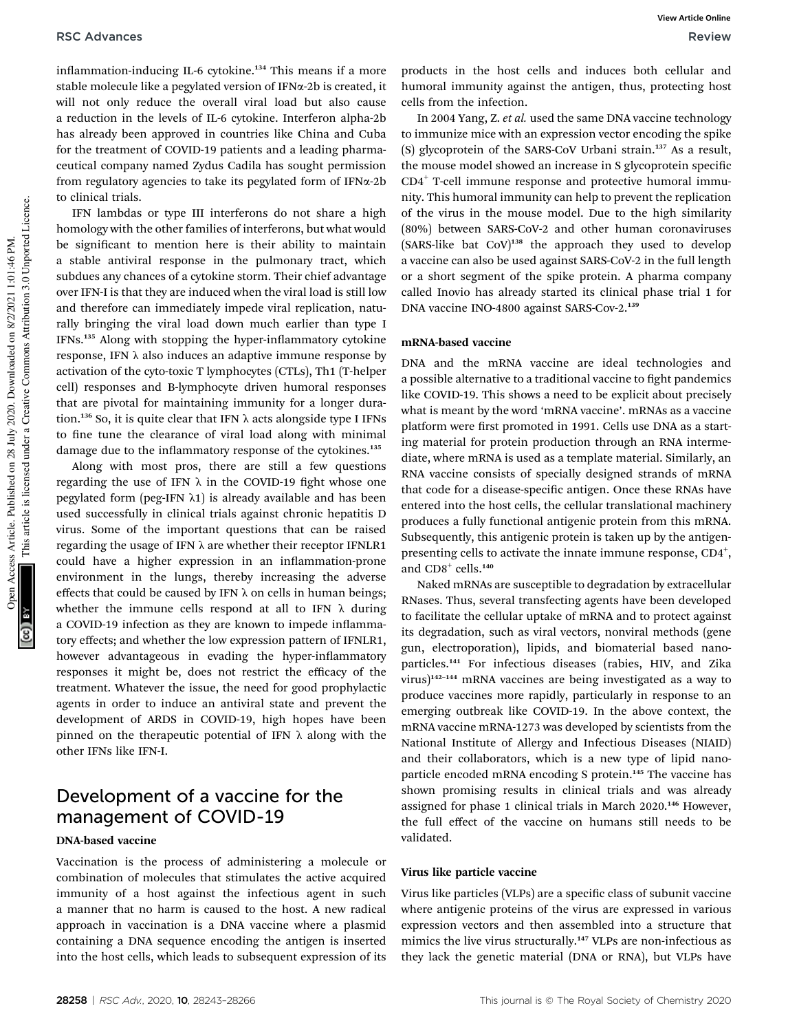inflammation-inducing IL-6 cytokine.[134] This means if a more stable molecule like a pegylated version of IFNα-2b is created, it will not only reduce the overall viral load but also cause a reduction in the levels of IL-6 cytokine. Interferon alpha-2b has already been approved in countries like China and Cuba for the treatment of COVID-19 patients and a leading pharmaceutical company named Zydus Cadila has sought permission from regulatory agencies to take its pegylated form of IFNα-2b to clinical trials.

IFN lambdas or type III interferons do not share a high homology with the other families of interferons, but what would be significant to mention here is their ability to maintain a stable antiviral response in the pulmonary tract, which subdues any chances of a cytokine storm. Their chief advantage over IFN-I is that they are induced when the viral load is still low and therefore can immediately impede viral replication, naturally bringing the viral load down much earlier than type I IFNs.[135] Along with stopping the hyper-inflammatory cytokine response, IFN λ also induces an adaptive immune response by activation of the cyto-toxic T lymphocytes (CTLs), Th1 (T-helper cell) responses and B-lymphocyte driven humoral responses that are pivotal for maintaining immunity for a longer duration.[136] So, it is quite clear that IFN λ acts alongside type I IFNs to fine tune the clearance of viral load along with minimal damage due to the inflammatory response of the cytokines.[135]

Along with most pros, there are still a few questions regarding the use of IFN λ in the COVID-19 fight whose one pegylated form (peg-IFN λ1) is already available and has been used successfully in clinical trials against chronic hepatitis D virus. Some of the important questions that can be raised regarding the usage of IFN λ are whether their receptor IFNLR1 could have a higher expression in an inflammation-prone environment in the lungs, thereby increasing the adverse effects that could be caused by IFN λ on cells in human beings; whether the immune cells respond at all to IFN λ during a COVID-19 infection as they are known to impede inflammatory effects; and whether the low expression pattern of IFNLR1, however advantageous in evading the hyper-inflammatory responses it might be, does not restrict the efficacy of the treatment. Whatever the issue, the need for good prophylactic agents in order to induce an antiviral state and prevent the development of ARDS in COVID-19, high hopes have been pinned on the therapeutic potential of IFN λ along with the other IFNs like IFN-I.

## Development of a vaccine for the management of COVID-19

### DNA-based vaccine

Vaccination is the process of administering a molecule or combination of molecules that stimulates the active acquired immunity of a host against the infectious agent in such a manner that no harm is caused to the host. A new radical approach in vaccination is a DNA vaccine where a plasmid containing a DNA sequence encoding the antigen is inserted into the host cells, which leads to subsequent expression of its products in the host cells and induces both cellular and humoral immunity against the antigen, thus, protecting host cells from the infection.

In 2004 Yang, Z. *et al.* used the same DNA vaccine technology to immunize mice with an expression vector encoding the spike (S) glycoprotein of the SARS-CoV Urbani strain.[137] As a result, the mouse model showed an increase in S glycoprotein specific $CD4^+$ T-cell immune response and protective humoral immunity. This humoral immunity can help to prevent the replication of the virus in the mouse model. Due to the high similarity (80%) between SARS-CoV-2 and other human coronaviruses (SARS-like bat CoV)[138] the approach they used to develop a vaccine can also be used against SARS-CoV-2 in the full length or a short segment of the spike protein. A pharma company called Inovio has already started its clinical phase trial 1 for DNA vaccine INO-4800 against SARS-Cov-2.[139]

### mRNA-based vaccine

DNA and the mRNA vaccine are ideal technologies and a possible alternative to a traditional vaccine to fight pandemics like COVID-19. This shows a need to be explicit about precisely what is meant by the word 'mRNA vaccine'. mRNAs as a vaccine platform were first promoted in 1991. Cells use DNA as a starting material for protein production through an RNA intermediate, where mRNA is used as a template material. Similarly, an RNA vaccine consists of specially designed strands of mRNA that code for a disease-specific antigen. Once these RNAs have entered into the host cells, the cellular translational machinery produces a fully functional antigenic protein from this mRNA. Subsequently, this antigenic protein is taken up by the antigen-presenting cells to activate the innate immune response, $CD4^+$, and $CD8^+$ cells.[140]

Naked mRNAs are susceptible to degradation by extracellular RNases. Thus, several transfecting agents have been developed to facilitate the cellular uptake of mRNA and to protect against its degradation, such as viral vectors, nonviral methods (gene gun, electroporation), lipids, and biomaterial based nanoparticles.[141] For infectious diseases (rabies, HIV, and Zika virus)[142–144] mRNA vaccines are being investigated as a way to produce vaccines more rapidly, particularly in response to an emerging outbreak like COVID-19. In the above context, the mRNA vaccine mRNA-1273 was developed by scientists from the National Institute of Allergy and Infectious Diseases (NIAID) and their collaborators, which is a new type of lipid nanoparticle encoded mRNA encoding S protein.[145] The vaccine has shown promising results in clinical trials and was already assigned for phase 1 clinical trials in March 2020.[146] However, the full effect of the vaccine on humans still needs to be validated.

### Virus like particle vaccine

Virus like particles (VLPs) are a specific class of subunit vaccine where antigenic proteins of the virus are expressed in various expression vectors and then assembled into a structure that mimics the live virus structurally.[147] VLPs are non-infectious as they lack the genetic material (DNA or RNA), but VLPs have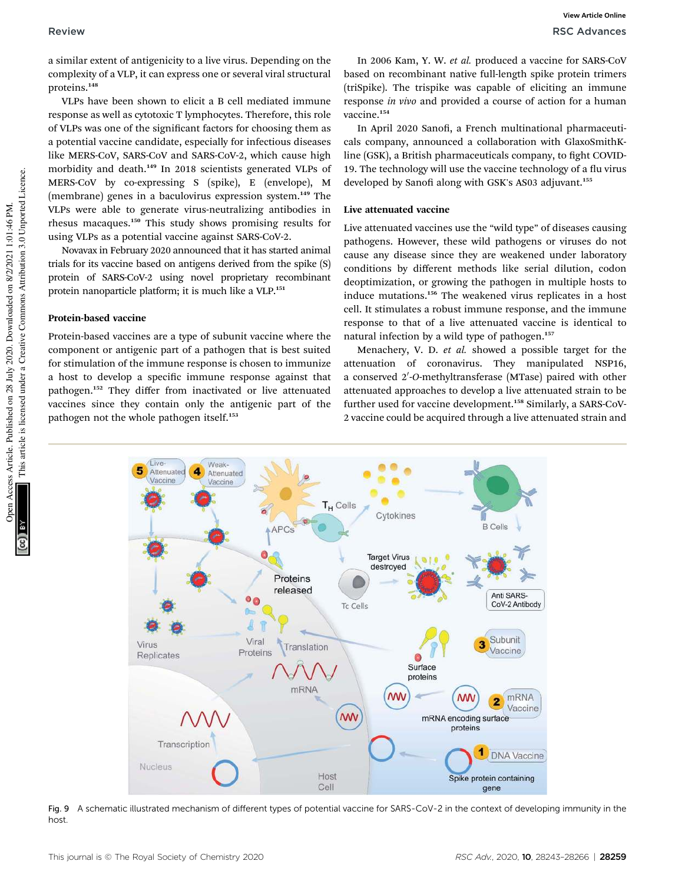a similar extent of antigenicity to a live virus. Depending on the complexity of a VLP, it can express one or several viral structural proteins.[148]

VLPs have been shown to elicit a B cell mediated immune response as well as cytotoxic T lymphocytes. Therefore, this role of VLPs was one of the significant factors for choosing them as a potential vaccine candidate, especially for infectious diseases like MERS-CoV, SARS-CoV and SARS-CoV-2, which cause high morbidity and death.[149] In 2018 scientists generated VLPs of MERS-CoV by co-expressing S (spike), E (envelope), M (membrane) genes in a baculovirus expression system.[149] The VLPs were able to generate virus-neutralizing antibodies in rhesus macaques.[150] This study shows promising results for using VLPs as a potential vaccine against SARS-CoV-2.

Novavax in February 2020 announced that it has started animal trials for its vaccine based on antigens derived from the spike (S) protein of SARS-CoV-2 using novel proprietary recombinant protein nanoparticle platform; it is much like a VLP.[151]

### Protein-based vaccine

Protein-based vaccines are a type of subunit vaccine where the component or antigenic part of a pathogen that is best suited for stimulation of the immune response is chosen to immunize a host to develop a specific immune response against that pathogen.[152] They differ from inactivated or live attenuated vaccines since they contain only the antigenic part of the pathogen not the whole pathogen itself.[153]

In 2006 Kam, Y. W. *et al.* produced a vaccine for SARS-CoV based on recombinant native full-length spike protein trimers (triSpike). The trispike was capable of eliciting an immune response *in vivo* and provided a course of action for a human vaccine.[154]

In April 2020 Sanofi, a French multinational pharmaceuticals company, announced a collaboration with GlaxoSmithKline (GSK), a British pharmaceuticals company, to fight COVID-19. The technology will use the vaccine technology of a flu virus developed by Sanofi along with GSK's AS03 adjuvant.[155]

### Live attenuated vaccine

Live attenuated vaccines use the "wild type" of diseases causing pathogens. However, these wild pathogens or viruses do not cause any disease since they are weakened under laboratory conditions by different methods like serial dilution, codon deoptimization, or growing the pathogen in multiple hosts to induce mutations.[156] The weakened virus replicates in a host cell. It stimulates a robust immune response, and the immune response to that of a live attenuated vaccine is identical to natural infection by a wild type of pathogen.[157]

Menachery, V. D. *et al.* showed a possible target for the attenuation of coronavirus. They manipulated NSP16, a conserved 2′-*O*-methyltransferase (MTase) paired with other attenuated approaches to develop a live attenuated strain to be further used for vaccine development.[158] Similarly, a SARS-CoV-2 vaccine could be acquired through a live attenuated strain and

Fig. 9 A schematic illustrated mechanism of different types of potential vaccine for SARS-CoV-2 in the context of developing immunity in the host.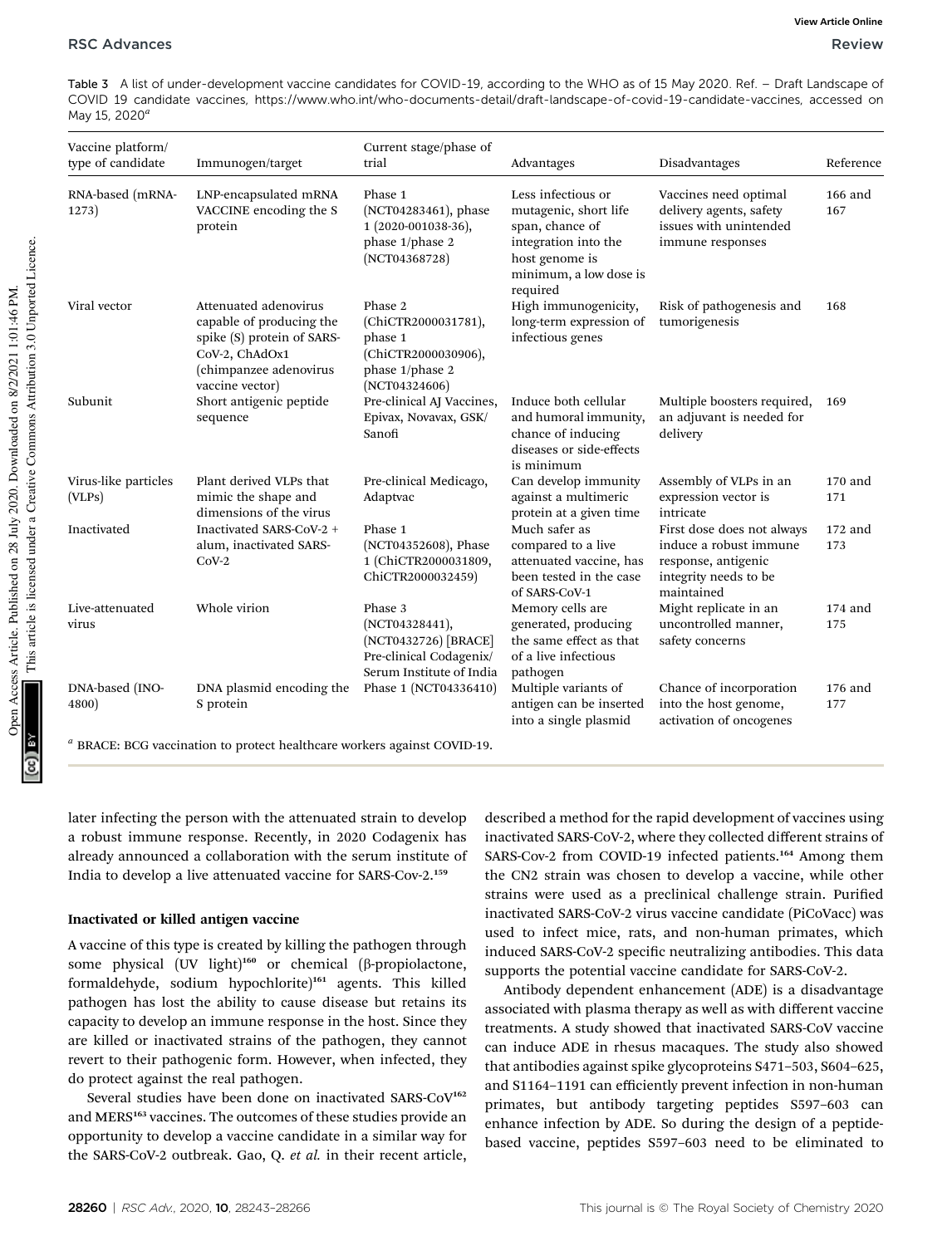Table 3 A list of under-development vaccine candidates for COVID-19, according to the WHO as of 15 May 2020. Ref. – Draft Landscape of COVID 19 candidate vaccines, https://www.who.int/who-documents-detail/draft-landscape-of-covid-19-candidate-vaccines, accessed on May 15, 2020[a]

| Vaccine platform/ type of candidate | Immunogen/target | Current stage/phase of trial | Advantages | Disadvantages | Reference |
|---|---|---|---|---|---|
| RNA-based (mRNA-1273) | LNP-encapsulated mRNA VACCINE encoding the S protein | Phase 1 (NCT04283461), phase 1 (2020-001038-36), phase 1/phase 2 (NCT04368728) | Less infectious or mutagenic, short life span, chance of integration into the host genome is minimum, a low dose is required | Vaccines need optimal delivery agents, safety issues with unintended immune responses | 166 and 167 |
| Viral vector | Attenuated adenovirus capable of producing the spike (S) protein of SARS-CoV-2, ChAdOx1 (chimpanzee adenovirus vaccine vector) | Phase 2 (ChiCTR2000031781), phase 1 (ChiCTR2000030906), phase 1/phase 2 (NCT04324606) | High immunogenicity, long-term expression of infectious genes | Risk of pathogenesis and tumorigenesis | 168 |
| Subunit | Short antigenic peptide sequence | Pre-clinical AJ Vaccines, Epivax, Novavax, GSK/Sanofi | Induce both cellular and humoral immunity, chance of inducing diseases or side-effects is minimum | Multiple boosters required, an adjuvant is needed for delivery | 169 |
| Virus-like particles (VLPs) | Plant derived VLPs that mimic the shape and dimensions of the virus | Pre-clinical Medicago, Adaptvac | Can develop immunity against a multimeric protein at a given time | Assembly of VLPs in an expression vector is intricate | 170 and 171 |
| Inactivated | Inactivated SARS-CoV-2 + alum, inactivated SARS-CoV-2 | Phase 1 (NCT04352608), Phase 1 (ChiCTR2000031809, ChiCTR2000032459) | Much safer as compared to a live attenuated vaccine, has been tested in the case of SARS-CoV-1 | First dose does not always induce a robust immune response, antigenic integrity needs to be maintained | 172 and 173 |
| Live-attenuated virus | Whole virion | Phase 3 (NCT04328441), (NCT0432726) [BRACE] Pre-clinical Codagenix/ Serum Institute of India | Memory cells are generated, producing the same effect as that of a live infectious pathogen | Might replicate in an uncontrolled manner, safety concerns | 174 and 175 |
| DNA-based (INO-4800) | DNA plasmid encoding the S protein | Phase 1 (NCT04336410) | Multiple variants of antigen can be inserted into a single plasmid | Chance of incorporation into the host genome, activation of oncogenes | 176 and 177 |

[a] BRACE: BCG vaccination to protect healthcare workers against COVID-19.

later infecting the person with the attenuated strain to develop a robust immune response. Recently, in 2020 Codagenix has already announced a collaboration with the serum institute of India to develop a live attenuated vaccine for SARS-Cov-2.[159]

### Inactivated or killed antigen vaccine

A vaccine of this type is created by killing the pathogen through some physical (UV light)[160] or chemical (β-propiolactone, formaldehyde, sodium hypochlorite)[161] agents. This killed pathogen has lost the ability to cause disease but retains its capacity to develop an immune response in the host. Since they are killed or inactivated strains of the pathogen, they cannot revert to their pathogenic form. However, when infected, they do protect against the real pathogen.

Several studies have been done on inactivated SARS-CoV[162] and MERS[163] vaccines. The outcomes of these studies provide an opportunity to develop a vaccine candidate in a similar way for the SARS-CoV-2 outbreak. Gao, Q. *et al.* in their recent article, described a method for the rapid development of vaccines using inactivated SARS-CoV-2, where they collected different strains of SARS-Cov-2 from COVID-19 infected patients.[164] Among them the CN2 strain was chosen to develop a vaccine, while other strains were used as a preclinical challenge strain. Purified inactivated SARS-CoV-2 virus vaccine candidate (PiCoVacc) was used to infect mice, rats, and non-human primates, which induced SARS-CoV-2 specific neutralizing antibodies. This data supports the potential vaccine candidate for SARS-CoV-2.

Antibody dependent enhancement (ADE) is a disadvantage associated with plasma therapy as well as with different vaccine treatments. A study showed that inactivated SARS-CoV vaccine can induce ADE in rhesus macaques. The study also showed that antibodies against spike glycoproteins S471–503, S604–625, and S1164–1191 can efficiently prevent infection in non-human primates, but antibody targeting peptides S597–603 can enhance infection by ADE. So during the design of a peptide-based vaccine, peptides S597–603 need to be eliminated to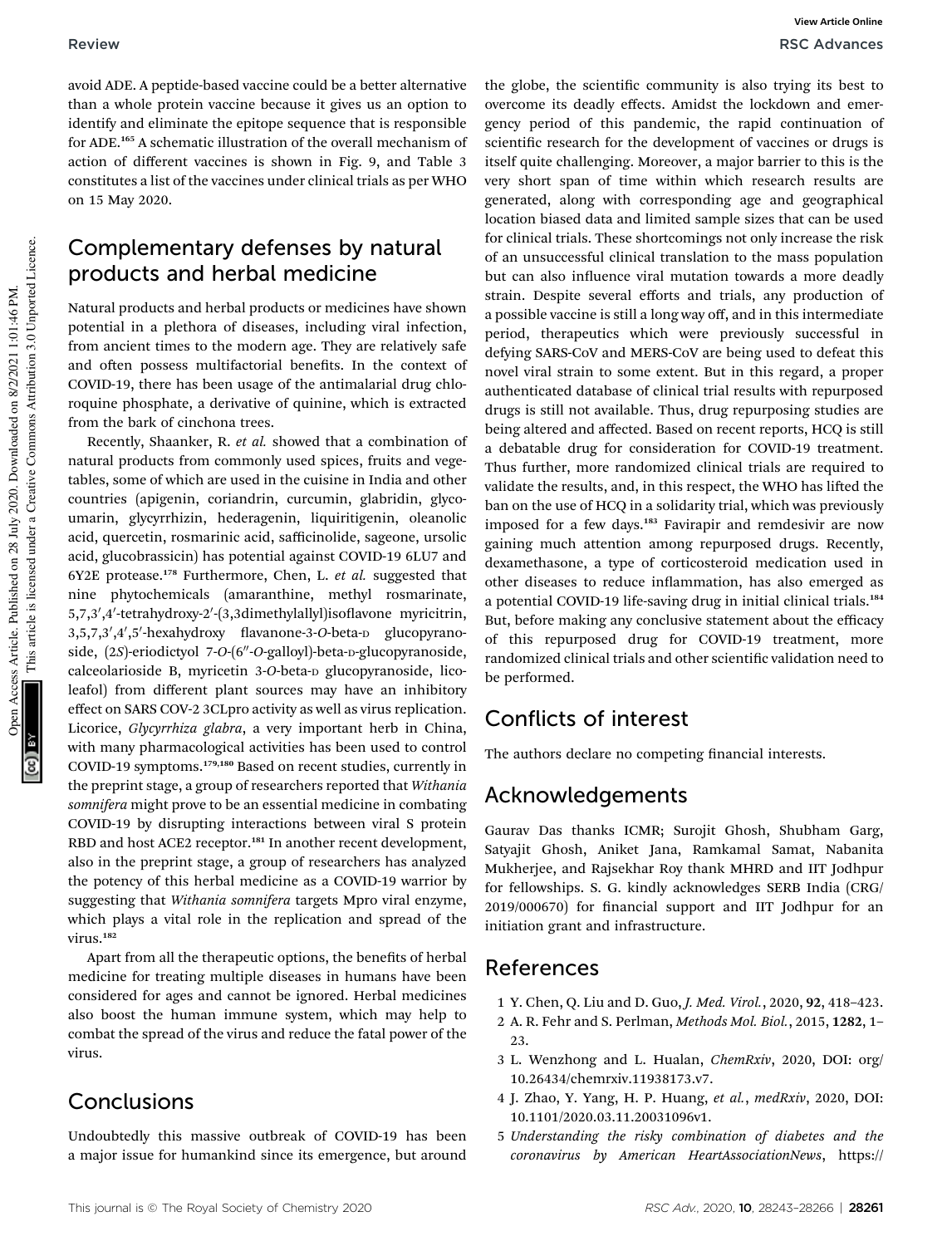avoid ADE. A peptide-based vaccine could be a better alternative than a whole protein vaccine because it gives us an option to identify and eliminate the epitope sequence that is responsible for ADE.[165] A schematic illustration of the overall mechanism of action of different vaccines is shown in Fig. 9, and Table 3 constitutes a list of the vaccines under clinical trials as per WHO on 15 May 2020.

## Complementary defenses by natural products and herbal medicine

Natural products and herbal products or medicines have shown potential in a plethora of diseases, including viral infection, from ancient times to the modern age. They are relatively safe and often possess multifactorial benefits. In the context of COVID-19, there has been usage of the antimalarial drug chloroquine phosphate, a derivative of quinine, which is extracted from the bark of cinchona trees.

Recently, Shaanker, R. *et al.* showed that a combination of natural products from commonly used spices, fruits and vegetables, some of which are used in the cuisine in India and other countries (apigenin, coriandrin, curcumin, glabridin, glycoumarin, glycyrrhizin, hederagenin, liquiritigenin, oleanolic acid, quercetin, rosmarinic acid, safficinolide, sageone, ursolic acid, glucobrassicin) has potential against COVID-19 6LU7 and 6Y2E protease.[178] Furthermore, Chen, L. *et al.* suggested that nine phytochemicals (amaranthine, methyl rosmarinate, 5,7,3′,4′-tetrahydroxy-2′-(3,3dimethylallyl)isoflavone myricitrin, 3,5,7,3′,4′,5′-hexahydroxy flavanone-3-*O*-beta-D glucopyranoside, (2*S*)-eriodictyol 7-*O*-(6″-*O*-galloyl)-beta-D-glucopyranoside, calceolarioside B, myricetin 3-*O*-beta-D glucopyranoside, licoleafol) from different plant sources may have an inhibitory effect on SARS COV-2 3CLpro activity as well as virus replication. Licorice, *Glycyrrhiza glabra*, a very important herb in China, with many pharmacological activities has been used to control COVID-19 symptoms.[179,180] Based on recent studies, currently in the preprint stage, a group of researchers reported that *Withania somnifera* might prove to be an essential medicine in combating COVID-19 by disrupting interactions between viral S protein RBD and host ACE2 receptor.[181] In another recent development, also in the preprint stage, a group of researchers has analyzed the potency of this herbal medicine as a COVID-19 warrior by suggesting that *Withania somnifera* targets Mpro viral enzyme, which plays a vital role in the replication and spread of the virus.[182]

Apart from all the therapeutic options, the benefits of herbal medicine for treating multiple diseases in humans have been considered for ages and cannot be ignored. Herbal medicines also boost the human immune system, which may help to combat the spread of the virus and reduce the fatal power of the virus.

## Conclusions

Undoubtedly this massive outbreak of COVID-19 has been a major issue for humankind since its emergence, but around the globe, the scientific community is also trying its best to overcome its deadly effects. Amidst the lockdown and emergency period of this pandemic, the rapid continuation of scientific research for the development of vaccines or drugs is itself quite challenging. Moreover, a major barrier to this is the very short span of time within which research results are generated, along with corresponding age and geographical location biased data and limited sample sizes that can be used for clinical trials. These shortcomings not only increase the risk of an unsuccessful clinical translation to the mass population but can also influence viral mutation towards a more deadly strain. Despite several efforts and trials, any production of a possible vaccine is still a long way off, and in this intermediate period, therapeutics which were previously successful in defying SARS-CoV and MERS-CoV are being used to defeat this novel viral strain to some extent. But in this regard, a proper authenticated database of clinical trial results with repurposed drugs is still not available. Thus, drug repurposing studies are being altered and affected. Based on recent reports, HCQ is still a debatable drug for consideration for COVID-19 treatment. Thus further, more randomized clinical trials are required to validate the results, and, in this respect, the WHO has lifted the ban on the use of HCQ in a solidarity trial, which was previously imposed for a few days.[183] Favirapir and remdesivir are now gaining much attention among repurposed drugs. Recently, dexamethasone, a type of corticosteroid medication used in other diseases to reduce inflammation, has also emerged as a potential COVID-19 life-saving drug in initial clinical trials.[184] But, before making any conclusive statement about the efficacy of this repurposed drug for COVID-19 treatment, more randomized clinical trials and other scientific validation need to be performed.

## Conflicts of interest

The authors declare no competing financial interests.

## Acknowledgements

Gaurav Das thanks ICMR; Surojit Ghosh, Shubham Garg, Satyajit Ghosh, Aniket Jana, Ramkamal Samat, Nabanita Mukherjee, and Rajsekhar Roy thank MHRD and IIT Jodhpur for fellowships. S. G. kindly acknowledges SERB India (CRG/2019/000670) for financial support and IIT Jodhpur for an initiation grant and infrastructure.

## References

1 Y. Chen, Q. Liu and D. Guo, *J. Med. Virol.*, 2020, **92**, 418–423.
2 A. R. Fehr and S. Perlman, *Methods Mol. Biol.*, 2015, **1282**, 1–23.
3 L. Wenzhong and L. Hualan, *ChemRxiv*, 2020, DOI: org/10.26434/chemrxiv.11938173.v7.
4 J. Zhao, Y. Yang, H. P. Huang, *et al.*, *medRxiv*, 2020, DOI: 10.1101/2020.03.11.20031096v1.
5 *Understanding the risky combination of diabetes and the coronavirus by American HeartAssociationNews*, https://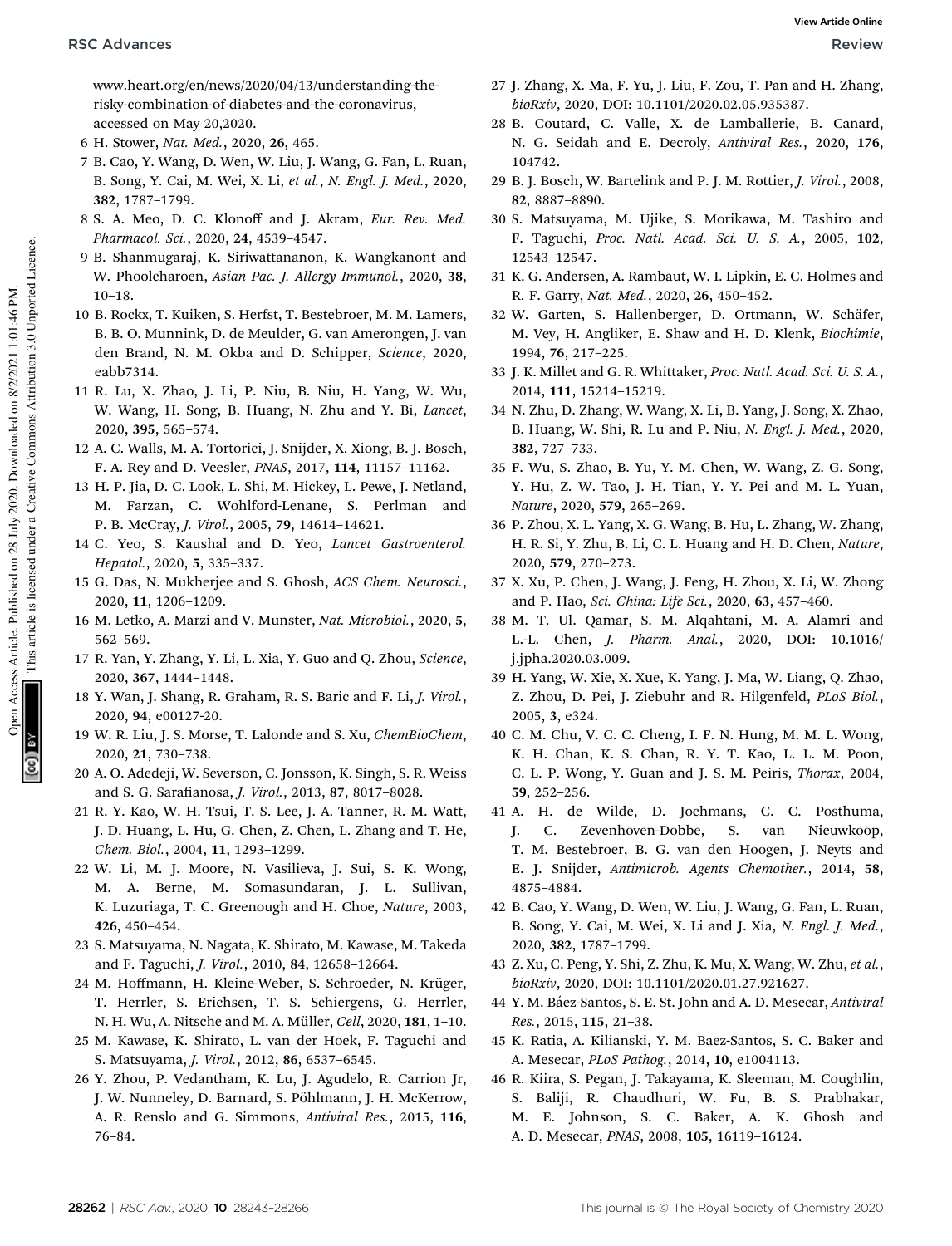www.heart.org/en/news/2020/04/13/understanding-the-risky-combination-of-diabetes-and-the-coronavirus, accessed on May 20,2020.

6 H. Stower, *Nat. Med.*, 2020, **26**, 465.

7 B. Cao, Y. Wang, D. Wen, W. Liu, J. Wang, G. Fan, L. Ruan, B. Song, Y. Cai, M. Wei, X. Li, *et al.*, *N. Engl. J. Med.*, 2020, **382**, 1787–1799.

8 S. A. Meo, D. C. Klonoff and J. Akram, *Eur. Rev. Med. Pharmacol. Sci.*, 2020, **24**, 4539–4547.

9 B. Shanmugaraj, K. Siriwattananon, K. Wangkanont and W. Phoolcharoen, *Asian Pac. J. Allergy Immunol.*, 2020, **38**, 10–18.

10 B. Rockx, T. Kuiken, S. Herfst, T. Bestebroer, M. M. Lamers, B. B. O. Munnink, D. de Meulder, G. van Amerongen, J. van den Brand, N. M. Okba and D. Schipper, *Science*, 2020, eabb7314.

11 R. Lu, X. Zhao, J. Li, P. Niu, B. Niu, H. Yang, W. Wu, W. Wang, H. Song, B. Huang, N. Zhu and Y. Bi, *Lancet*, 2020, **395**, 565–574.

12 A. C. Walls, M. A. Tortorici, J. Snijder, X. Xiong, B. J. Bosch, F. A. Rey and D. Veesler, *PNAS*, 2017, **114**, 11157–11162.

13 H. P. Jia, D. C. Look, L. Shi, M. Hickey, L. Pewe, J. Netland, M. Farzan, C. Wohlford-Lenane, S. Perlman and P. B. McCray, *J. Virol.*, 2005, **79**, 14614–14621.

14 C. Yeo, S. Kaushal and D. Yeo, *Lancet Gastroenterol. Hepatol.*, 2020, **5**, 335–337.

15 G. Das, N. Mukherjee and S. Ghosh, *ACS Chem. Neurosci.*, 2020, **11**, 1206–1209.

16 M. Letko, A. Marzi and V. Munster, *Nat. Microbiol.*, 2020, **5**, 562–569.

17 R. Yan, Y. Zhang, Y. Li, L. Xia, Y. Guo and Q. Zhou, *Science*, 2020, **367**, 1444–1448.

18 Y. Wan, J. Shang, R. Graham, R. S. Baric and F. Li, *J. Virol.*, 2020, **94**, e00127-20.

19 W. R. Liu, J. S. Morse, T. Lalonde and S. Xu, *ChemBioChem*, 2020, **21**, 730–738.

20 A. O. Adedeji, W. Severson, C. Jonsson, K. Singh, S. R. Weiss and S. G. Sarafianosa, *J. Virol.*, 2013, **87**, 8017–8028.

21 R. Y. Kao, W. H. Tsui, T. S. Lee, J. A. Tanner, R. M. Watt, J. D. Huang, L. Hu, G. Chen, Z. Chen, L. Zhang and T. He, *Chem. Biol.*, 2004, **11**, 1293–1299.

22 W. Li, M. J. Moore, N. Vasilieva, J. Sui, S. K. Wong, M. A. Berne, M. Somasundaran, J. L. Sullivan, K. Luzuriaga, T. C. Greenough and H. Choe, *Nature*, 2003, **426**, 450–454.

23 S. Matsuyama, N. Nagata, K. Shirato, M. Kawase, M. Takeda and F. Taguchi, *J. Virol.*, 2010, **84**, 12658–12664.

24 M. Hoffmann, H. Kleine-Weber, S. Schroeder, N. Krüger, T. Herrler, S. Erichsen, T. S. Schiergens, G. Herrler, N. H. Wu, A. Nitsche and M. A. Müller, *Cell*, 2020, **181**, 1–10.

25 M. Kawase, K. Shirato, L. van der Hoek, F. Taguchi and S. Matsuyama, *J. Virol.*, 2012, **86**, 6537–6545.

26 Y. Zhou, P. Vedantham, K. Lu, J. Agudelo, R. Carrion Jr, J. W. Nunneley, D. Barnard, S. Pöhlmann, J. H. McKerrow, A. R. Renslo and G. Simmons, *Antiviral Res.*, 2015, **116**, 76–84.

27 J. Zhang, X. Ma, F. Yu, J. Liu, F. Zou, T. Pan and H. Zhang, *bioRxiv*, 2020, DOI: 10.1101/2020.02.05.935387.

28 B. Coutard, C. Valle, X. de Lamballerie, B. Canard, N. G. Seidah and E. Decroly, *Antiviral Res.*, 2020, **176**, 104742.

29 B. J. Bosch, W. Bartelink and P. J. M. Rottier, *J. Virol.*, 2008, **82**, 8887–8890.

30 S. Matsuyama, M. Ujike, S. Morikawa, M. Tashiro and F. Taguchi, *Proc. Natl. Acad. Sci. U. S. A.*, 2005, **102**, 12543–12547.

31 K. G. Andersen, A. Rambaut, W. I. Lipkin, E. C. Holmes and R. F. Garry, *Nat. Med.*, 2020, **26**, 450–452.

32 W. Garten, S. Hallenberger, D. Ortmann, W. Schäfer, M. Vey, H. Angliker, E. Shaw and H. D. Klenk, *Biochimie*, 1994, **76**, 217–225.

33 J. K. Millet and G. R. Whittaker, *Proc. Natl. Acad. Sci. U. S. A.*, 2014, **111**, 15214–15219.

34 N. Zhu, D. Zhang, W. Wang, X. Li, B. Yang, J. Song, X. Zhao, B. Huang, W. Shi, R. Lu and P. Niu, *N. Engl. J. Med.*, 2020, **382**, 727–733.

35 F. Wu, S. Zhao, B. Yu, Y. M. Chen, W. Wang, Z. G. Song, Y. Hu, Z. W. Tao, J. H. Tian, Y. Y. Pei and M. L. Yuan, *Nature*, 2020, **579**, 265–269.

36 P. Zhou, X. L. Yang, X. G. Wang, B. Hu, L. Zhang, W. Zhang, H. R. Si, Y. Zhu, B. Li, C. L. Huang and H. D. Chen, *Nature*, 2020, **579**, 270–273.

37 X. Xu, P. Chen, J. Wang, J. Feng, H. Zhou, X. Li, W. Zhong and P. Hao, *Sci. China: Life Sci.*, 2020, **63**, 457–460.

38 M. T. Ul. Qamar, S. M. Alqahtani, M. A. Alamri and L.-L. Chen, *J. Pharm. Anal.*, 2020, DOI: 10.1016/j.jpha.2020.03.009.

39 H. Yang, W. Xie, X. Xue, K. Yang, J. Ma, W. Liang, Q. Zhao, Z. Zhou, D. Pei, J. Ziebuhr and R. Hilgenfeld, *PLoS Biol.*, 2005, **3**, e324.

40 C. M. Chu, V. C. C. Cheng, I. F. N. Hung, M. M. L. Wong, K. H. Chan, K. S. Chan, R. Y. T. Kao, L. L. M. Poon, C. L. P. Wong, Y. Guan and J. S. M. Peiris, *Thorax*, 2004, **59**, 252–256.

41 A. H. de Wilde, D. Jochmans, C. C. Posthuma, J. C. Zevenhoven-Dobbe, S. van Nieuwkoop, T. M. Bestebroer, B. G. van den Hoogen, J. Neyts and E. J. Snijder, *Antimicrob. Agents Chemother.*, 2014, **58**, 4875–4884.

42 B. Cao, Y. Wang, D. Wen, W. Liu, J. Wang, G. Fan, L. Ruan, B. Song, Y. Cai, M. Wei, X. Li and J. Xia, *N. Engl. J. Med.*, 2020, **382**, 1787–1799.

43 Z. Xu, C. Peng, Y. Shi, Z. Zhu, K. Mu, X. Wang, W. Zhu, *et al.*, *bioRxiv*, 2020, DOI: 10.1101/2020.01.27.921627.

44 Y. M. Báez-Santos, S. E. St. John and A. D. Mesecar, *Antiviral Res.*, 2015, **115**, 21–38.

45 K. Ratia, A. Kilianski, Y. M. Baez-Santos, S. C. Baker and A. Mesecar, *PLoS Pathog.*, 2014, **10**, e1004113.

46 R. Kiira, S. Pegan, J. Takayama, K. Sleeman, M. Coughlin, S. Baliji, R. Chaudhuri, W. Fu, B. S. Prabhakar, M. E. Johnson, S. C. Baker, A. K. Ghosh and A. D. Mesecar, *PNAS*, 2008, **105**, 16119–16124.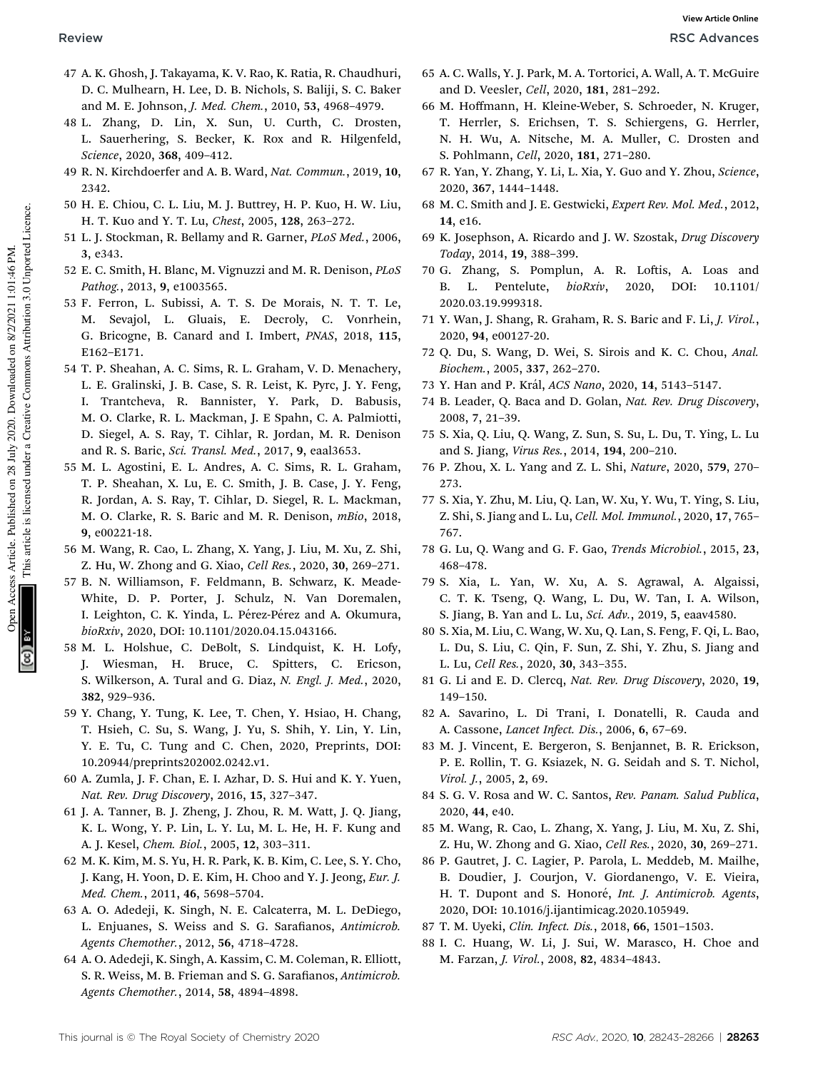47 A. K. Ghosh, J. Takayama, K. V. Rao, K. Ratia, R. Chaudhuri, D. C. Mulhearn, H. Lee, D. B. Nichols, S. Baliji, S. C. Baker and M. E. Johnson, *J. Med. Chem.*, 2010, **53**, 4968–4979.

48 L. Zhang, D. Lin, X. Sun, U. Curth, C. Drosten, L. Sauerhering, S. Becker, K. Rox and R. Hilgenfeld, *Science*, 2020, **368**, 409–412.

49 R. N. Kirchdoerfer and A. B. Ward, *Nat. Commun.*, 2019, **10**, 2342.

50 H. E. Chiou, C. L. Liu, M. J. Buttrey, H. P. Kuo, H. W. Liu, H. T. Kuo and Y. T. Lu, *Chest*, 2005, **128**, 263–272.

51 L. J. Stockman, R. Bellamy and R. Garner, *PLoS Med.*, 2006, **3**, e343.

52 E. C. Smith, H. Blanc, M. Vignuzzi and M. R. Denison, *PLoS Pathog.*, 2013, **9**, e1003565.

53 F. Ferron, L. Subissi, A. T. S. De Morais, N. T. T. Le, M. Sevajol, L. Gluais, E. Decroly, C. Vonrhein, G. Bricogne, B. Canard and I. Imbert, *PNAS*, 2018, **115**, E162–E171.

54 T. P. Sheahan, A. C. Sims, R. L. Graham, V. D. Menachery, L. E. Gralinski, J. B. Case, S. R. Leist, K. Pyrc, J. Y. Feng, I. Trantcheva, R. Bannister, Y. Park, D. Babusis, M. O. Clarke, R. L. Mackman, J E Spahn, C. A. Palmiotti, D. Siegel, A. S. Ray, T. Cihlar, R. Jordan, M. R. Denison and R. S. Baric, *Sci. Transl. Med.*, 2017, **9**, eaal3653.

55 M. L. Agostini, E. L. Andres, A. C. Sims, R. L. Graham, T. P. Sheahan, X. Lu, E. C. Smith, J. B. Case, J. Y. Feng, R. Jordan, A. S. Ray, T. Cihlar, D. Siegel, R. L. Mackman, M. O. Clarke, R. S. Baric and M. R. Denison, *mBio*, 2018, **9**, e00221-18.

56 M. Wang, R. Cao, L. Zhang, X. Yang, J. Liu, M. Xu, Z. Shi, Z. Hu, W. Zhong and G. Xiao, *Cell Res.*, 2020, **30**, 269–271.

57 B. N. Williamson, F. Feldmann, B. Schwarz, K. Meade-White, D. P. Porter, J. Schulz, N. Van Doremalen, I. Leighton, C. K. Yinda, L. Pérez-Pérez and A. Okumura, *bioRxiv*, 2020, DOI: 10.1101/2020.04.15.043166.

58 M. L. Holshue, C. DeBolt, S. Lindquist, K. H. Lofy, J. Wiesman, H. Bruce, C. Spitters, C. Ericson, S. Wilkerson, A. Tural and G. Diaz, *N. Engl. J. Med.*, 2020, **382**, 929–936.

59 Y. Chang, Y. Tung, K. Lee, T. Chen, Y. Hsiao, H. Chang, T. Hsieh, C. Su, S. Wang, J. Yu, S. Shih, Y. Lin, Y. Lin, Y. E. Tu, C. Tung and C. Chen, 2020, Preprints, DOI: 10.20944/preprints202002.0242.v1.

60 A. Zumla, J. F. Chan, E. I. Azhar, D. S. Hui and K. Y. Yuen, *Nat. Rev. Drug Discovery*, 2016, **15**, 327–347.

61 J. A. Tanner, B. J. Zheng, J. Zhou, R. M. Watt, J. Q. Jiang, K. L. Wong, Y. P. Lin, L. Y. Lu, M. L. He, H. F. Kung and A. J. Kesel, *Chem. Biol.*, 2005, **12**, 303–311.

62 M. K. Kim, M. S. Yu, H. R. Park, K. B. Kim, C. Lee, S. Y. Cho, J. Kang, H. Yoon, D. E. Kim, H. Choo and Y. J. Jeong, *Eur. J. Med. Chem.*, 2011, **46**, 5698–5704.

63 A. O. Adedeji, K. Singh, N. E. Calcaterra, M. L. DeDiego, L. Enjuanes, S. Weiss and S. G. Sarafianos, *Antimicrob. Agents Chemother.*, 2012, **56**, 4718–4728.

64 A. O. Adedeji, K. Singh, A. Kassim, C. M. Coleman, R. Elliott, S. R. Weiss, M. B. Frieman and S. G. Sarafianos, *Antimicrob. Agents Chemother.*, 2014, **58**, 4894–4898.

65 A. C. Walls, Y. J. Park, M. A. Tortorici, A. Wall, A. T. McGuire and D. Veesler, *Cell*, 2020, **181**, 281–292.

66 M. Hoffmann, H. Kleine-Weber, S. Schroeder, N. Kruger, T. Herrler, S. Erichsen, T. S. Schiergens, G. Herrler, N. H. Wu, A. Nitsche, M. A. Muller, C. Drosten and S. Pohlmann, *Cell*, 2020, **181**, 271–280.

67 R. Yan, Y. Zhang, Y. Li, L. Xia, Y. Guo and Y. Zhou, *Science*, 2020, **367**, 1444–1448.

68 M. C. Smith and J. E. Gestwicki, *Expert Rev. Mol. Med.*, 2012, **14**, e16.

69 K. Josephson, A. Ricardo and J. W. Szostak, *Drug Discovery Today*, 2014, **19**, 388–399.

70 G. Zhang, S. Pomplun, A. R. Loftis, A. Loas and B. L. Pentelute, *bioRxiv*, 2020, DOI: 10.1101/2020.03.19.999318.

71 Y. Wan, J. Shang, R. Graham, R. S. Baric and F. Li, *J. Virol.*, 2020, **94**, e00127-20.

72 Q. Du, S. Wang, D. Wei, S. Sirois and K. C. Chou, *Anal. Biochem.*, 2005, **337**, 262–270.

73 Y. Han and P. Král, *ACS Nano*, 2020, **14**, 5143–5147.

74 B. Leader, Q. Baca and D. Golan, *Nat. Rev. Drug Discovery*, 2008, **7**, 21–39.

75 S. Xia, Q. Liu, Q. Wang, Z. Sun, S. Su, L. Du, T. Ying, L. Lu and S. Jiang, *Virus Res.*, 2014, **194**, 200–210.

76 P. Zhou, X. L. Yang and Z. L. Shi, *Nature*, 2020, **579**, 270–273.

77 S. Xia, Y. Zhu, M. Liu, Q. Lan, W. Xu, Y. Wu, T. Ying, S. Liu, Z. Shi, S. Jiang and L. Lu, *Cell. Mol. Immunol.*, 2020, **17**, 765–767.

78 G. Lu, Q. Wang and G. F. Gao, *Trends Microbiol.*, 2015, **23**, 468–478.

79 S. Xia, L. Yan, W. Xu, A. S. Agrawal, A. Algaissi, C. T. K. Tseng, Q. Wang, L. Du, W. Tan, I. A. Wilson, S. Jiang, B. Yan and L. Lu, *Sci. Adv.*, 2019, **5**, eaav4580.

80 S. Xia, M. Liu, C. Wang, W. Xu, Q. Lan, S. Feng, F. Qi, L. Bao, L. Du, S. Liu, C. Qin, F. Sun, Z. Shi, Y. Zhu, S. Jiang and L. Lu, *Cell Res.*, 2020, **30**, 343–355.

81 G. Li and E. D. Clercq, *Nat. Rev. Drug Discovery*, 2020, **19**, 149–150.

82 A. Savarino, L. Di Trani, I. Donatelli, R. Cauda and A. Cassone, *Lancet Infect. Dis.*, 2006, **6**, 67–69.

83 M. J. Vincent, E. Bergeron, S. Benjannet, B. R. Erickson, P. E. Rollin, T. G. Ksiazek, N. G. Seidah and S. T. Nichol, *Virol. J.*, 2005, **2**, 69.

84 S. G. V. Rosa and W. C. Santos, *Rev. Panam. Salud Publica*, 2020, **44**, e40.

85 M. Wang, R. Cao, L. Zhang, X. Yang, J. Liu, M. Xu, Z. Shi, Z. Hu, W. Zhong and G. Xiao, *Cell Res.*, 2020, **30**, 269–271.

86 P. Gautret, J. C. Lagier, P. Parola, L. Meddeb, M. Mailhe, B. Doudier, J. Courjon, V. Giordanengo, V. E. Vieira, H. T. Dupont and S. Honoré, *Int. J. Antimicrob. Agents*, 2020, DOI: 10.1016/j.ijantimicag.2020.105949.

87 T. M. Uyeki, *Clin. Infect. Dis.*, 2018, **66**, 1501–1503.

88 I. C. Huang, W. Li, J. Sui, W. Marasco, H. Choe and M. Farzan, *J. Virol.*, 2008, **82**, 4834–4843.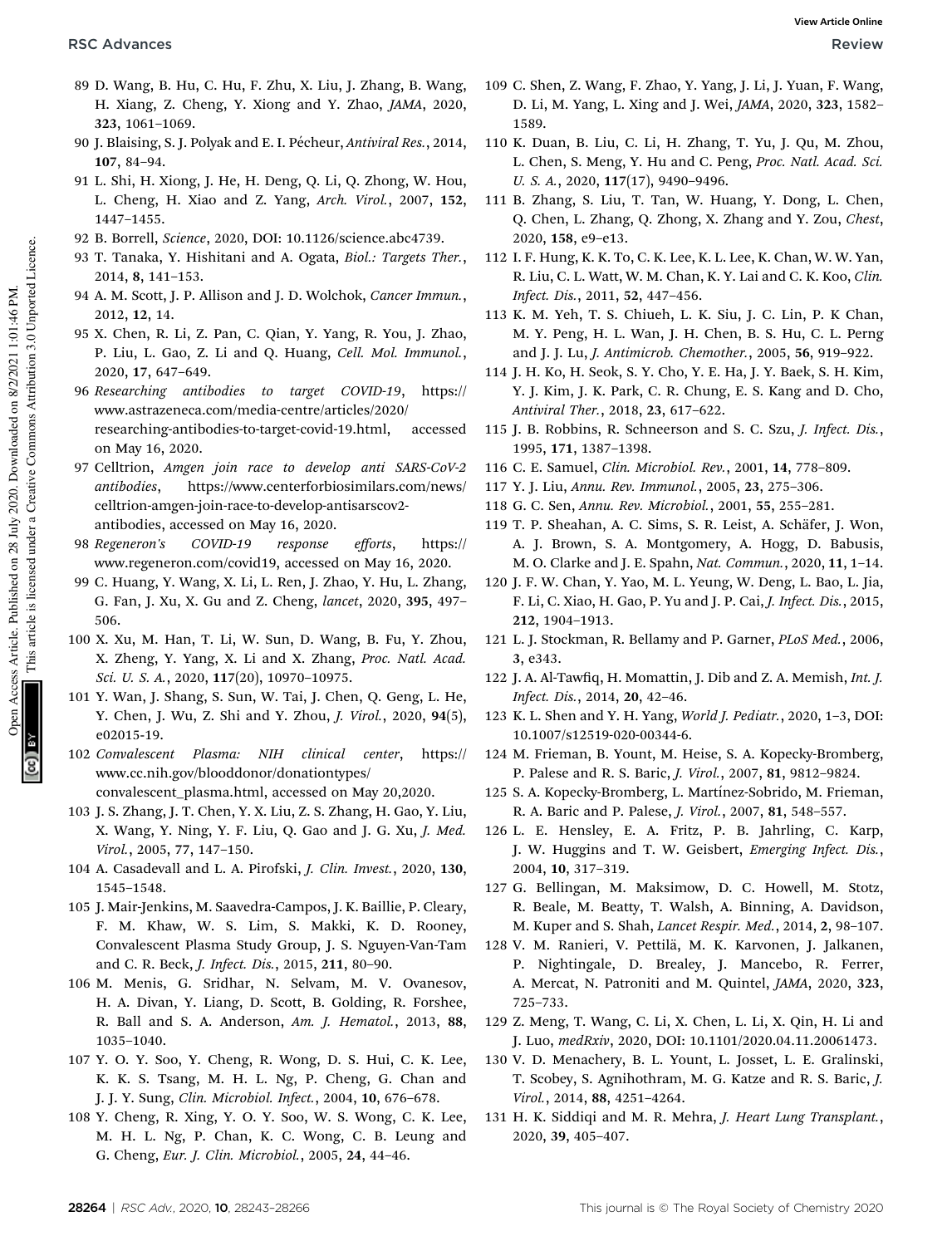89 D. Wang, B. Hu, C. Hu, F. Zhu, X. Liu, J. Zhang, B. Wang, H. Xiang, Z. Cheng, Y. Xiong and Y. Zhao, *JAMA*, 2020, **323**, 1061–1069.

90 J. Blaising, S. J. Polyak and E. I. Pécheur, *Antiviral Res.*, 2014, **107**, 84–94.

91 L. Shi, H. Xiong, J. He, H. Deng, Q. Li, Q. Zhong, W. Hou, L. Cheng, H. Xiao and Z. Yang, *Arch. Virol.*, 2007, **152**, 1447–1455.

92 B. Borrell, *Science*, 2020, DOI: 10.1126/science.abc4739.

93 T. Tanaka, Y. Hishitani and A. Ogata, *Biol.: Targets Ther.*, 2014, **8**, 141–153.

94 A. M. Scott, J. P. Allison and J. D. Wolchok, *Cancer Immun.*, 2012, **12**, 14.

95 X. Chen, R. Li, Z. Pan, C. Qian, Y. Yang, R. You, J. Zhao, P. Liu, L. Gao, Z. Li and Q. Huang, *Cell. Mol. Immunol.*, 2020, **17**, 647–649.

96 *Researching antibodies to target COVID-19*, https://www.astrazeneca.com/media-centre/articles/2020/researching-antibodies-to-target-covid-19.html, accessed on May 16, 2020.

97 Celltrion, *Amgen join race to develop anti SARS-CoV-2 antibodies*, https://www.centerforbiosimilars.com/news/celltrion-amgen-join-race-to-develop-antisarscov2-antibodies, accessed on May 16, 2020.

98 *Regeneron's COVID-19 response efforts*, https://www.regeneron.com/covid19, accessed on May 16, 2020.

99 C. Huang, Y. Wang, X. Li, L. Ren, J. Zhao, Y. Hu, L. Zhang, G. Fan, J. Xu, X. Gu and Z. Cheng, *lancet*, 2020, **395**, 497–506.

100 X. Xu, M. Han, T. Li, W. Sun, D. Wang, B. Fu, Y. Zhou, X. Zheng, Y. Yang, X. Li and X. Zhang, *Proc. Natl. Acad. Sci. U. S. A.*, 2020, **117**(20), 10970–10975.

101 Y. Wan, J. Shang, S. Sun, W. Tai, J. Chen, Q. Geng, L. He, Y. Chen, J. Wu, Z. Shi and Y. Zhou, *J. Virol.*, 2020, **94**(5), e02015-19.

102 *Convalescent Plasma: NIH clinical center*, https://www.cc.nih.gov/blooddonor/donationtypes/convalescent_plasma.html, accessed on May 20,2020.

103 J. S. Zhang, J. T. Chen, Y. X. Liu, Z. S. Zhang, H. Gao, Y. Liu, X. Wang, Y. Ning, Y. F. Liu, Q. Gao and J. G. Xu, *J. Med. Virol.*, 2005, **77**, 147–150.

104 A. Casadevall and L. A. Pirofski, *J. Clin. Invest.*, 2020, **130**, 1545–1548.

105 J. Mair-Jenkins, M. Saavedra-Campos, J. K. Baillie, P. Cleary, F. M. Khaw, W. S. Lim, S. Makki, K. D. Rooney, Convalescent Plasma Study Group, J. S. Nguyen-Van-Tam and C. R. Beck, *J. Infect. Dis.*, 2015, **211**, 80–90.

106 M. Menis, G. Sridhar, N. Selvam, M. V. Ovanesov, H. A. Divan, Y. Liang, D. Scott, B. Golding, R. Forshee, R. Ball and S. A. Anderson, *Am. J. Hematol.*, 2013, **88**, 1035–1040.

107 Y. O. Y. Soo, Y. Cheng, R. Wong, D. S. Hui, C. K. Lee, K. K. S. Tsang, M. H. L. Ng, P. Cheng, G. Chan and J. J. Y. Sung, *Clin. Microbiol. Infect.*, 2004, **10**, 676–678.

108 Y. Cheng, R. Xing, Y. O. Y. Soo, W. S. Wong, C. K. Lee, M. H. L. Ng, P. Chan, K. C. Wong, C. B. Leung and G. Cheng, *Eur. J. Clin. Microbiol.*, 2005, **24**, 44–46.

109 C. Shen, Z. Wang, F. Zhao, Y. Yang, J. Li, J. Yuan, F. Wang, D. Li, M. Yang, L. Xing and J. Wei, *JAMA*, 2020, **323**, 1582–1589.

110 K. Duan, B. Liu, C. Li, H. Zhang, T. Yu, J. Qu, M. Zhou, L. Chen, S. Meng, Y. Hu and C. Peng, *Proc. Natl. Acad. Sci. U. S. A.*, 2020, **117**(17), 9490–9496.

111 B. Zhang, S. Liu, T. Tan, W. Huang, Y. Dong, L. Chen, Q. Chen, L. Zhang, Q. Zhong, X. Zhang and Y. Zou, *Chest*, 2020, **158**, e9–e13.

112 I. F. Hung, K. K. To, C. K. Lee, K. L. Lee, K. Chan, W. W. Yan, R. Liu, C. L. Watt, W. M. Chan, K. Y. Lai and C. K. Koo, *Clin. Infect. Dis.*, 2011, **52**, 447–456.

113 K. M. Yeh, T. S. Chiueh, L. K. Siu, J. C. Lin, P. K Chan, M. Y. Peng, H. L. Wan, J. H. Chen, B. S. Hu, C. L. Perng and J. J. Lu, *J. Antimicrob. Chemother.*, 2005, **56**, 919–922.

114 J. H. Ko, H. Seok, S. Y. Cho, Y. E. Ha, J. Y. Baek, S. H. Kim, Y. J. Kim, J. K. Park, C. R. Chung, E. S. Kang and D. Cho, *Antiviral Ther.*, 2018, **23**, 617–622.

115 J. B. Robbins, R. Schneerson and S. C. Szu, *J. Infect. Dis.*, 1995, **171**, 1387–1398.

116 C. E. Samuel, *Clin. Microbiol. Rev.*, 2001, **14**, 778–809.

117 Y. J. Liu, *Annu. Rev. Immunol.*, 2005, **23**, 275–306.

118 G. C. Sen, *Annu. Rev. Microbiol.*, 2001, **55**, 255–281.

119 T. P. Sheahan, A. C. Sims, S. R. Leist, A. Schäfer, J. Won, A. J. Brown, S. A. Montgomery, A. Hogg, D. Babusis, M. O. Clarke and J. E. Spahn, *Nat. Commun.*, 2020, **11**, 1–14.

120 J. F. W. Chan, Y. Yao, M. L. Yeung, W. Deng, L. Bao, L. Jia, F. Li, C. Xiao, H. Gao, P. Yu and J. P. Cai, *J. Infect. Dis.*, 2015, **212**, 1904–1913.

121 L. J. Stockman, R. Bellamy and P. Garner, *PLoS Med.*, 2006, **3**, e343.

122 J. A. Al-Tawfiq, H. Momattin, J. Dib and Z. A. Memish, *Int. J. Infect. Dis.*, 2014, **20**, 42–46.

123 K. L. Shen and Y. H. Yang, *World J. Pediatr.*, 2020, 1–3, DOI: 10.1007/s12519-020-00344-6.

124 M. Frieman, B. Yount, M. Heise, S. A. Kopecky-Bromberg, P. Palese and R. S. Baric, *J. Virol.*, 2007, **81**, 9812–9824.

125 S. A. Kopecky-Bromberg, L. Martínez-Sobrido, M. Frieman, R. A. Baric and P. Palese, *J. Virol.*, 2007, **81**, 548–557.

126 L. E. Hensley, E. A. Fritz, P. B. Jahrling, C. Karp, J. W. Huggins and T. W. Geisbert, *Emerging Infect. Dis.*, 2004, **10**, 317–319.

127 G. Bellingan, M. Maksimow, D. C. Howell, M. Stotz, R. Beale, M. Beatty, T. Walsh, A. Binning, A. Davidson, M. Kuper and S. Shah, *Lancet Respir. Med.*, 2014, **2**, 98–107.

128 V. M. Ranieri, V. Pettilä, M. K. Karvonen, J. Jalkanen, P. Nightingale, D. Brealey, J. Mancebo, R. Ferrer, A. Mercat, N. Patroniti and M. Quintel, *JAMA*, 2020, **323**, 725–733.

129 Z. Meng, T. Wang, C. Li, X. Chen, L. Li, X. Qin, H. Li and J. Luo, *medRxiv*, 2020, DOI: 10.1101/2020.04.11.20061473.

130 V. D. Menachery, B. L. Yount, L. Josset, L. E. Gralinski, T. Scobey, S. Agnihothram, M. G. Katze and R. S. Baric, *J. Virol.*, 2014, **88**, 4251–4264.

131 H. K. Siddiqi and M. R. Mehra, *J. Heart Lung Transplant.*, 2020, **39**, 405–407.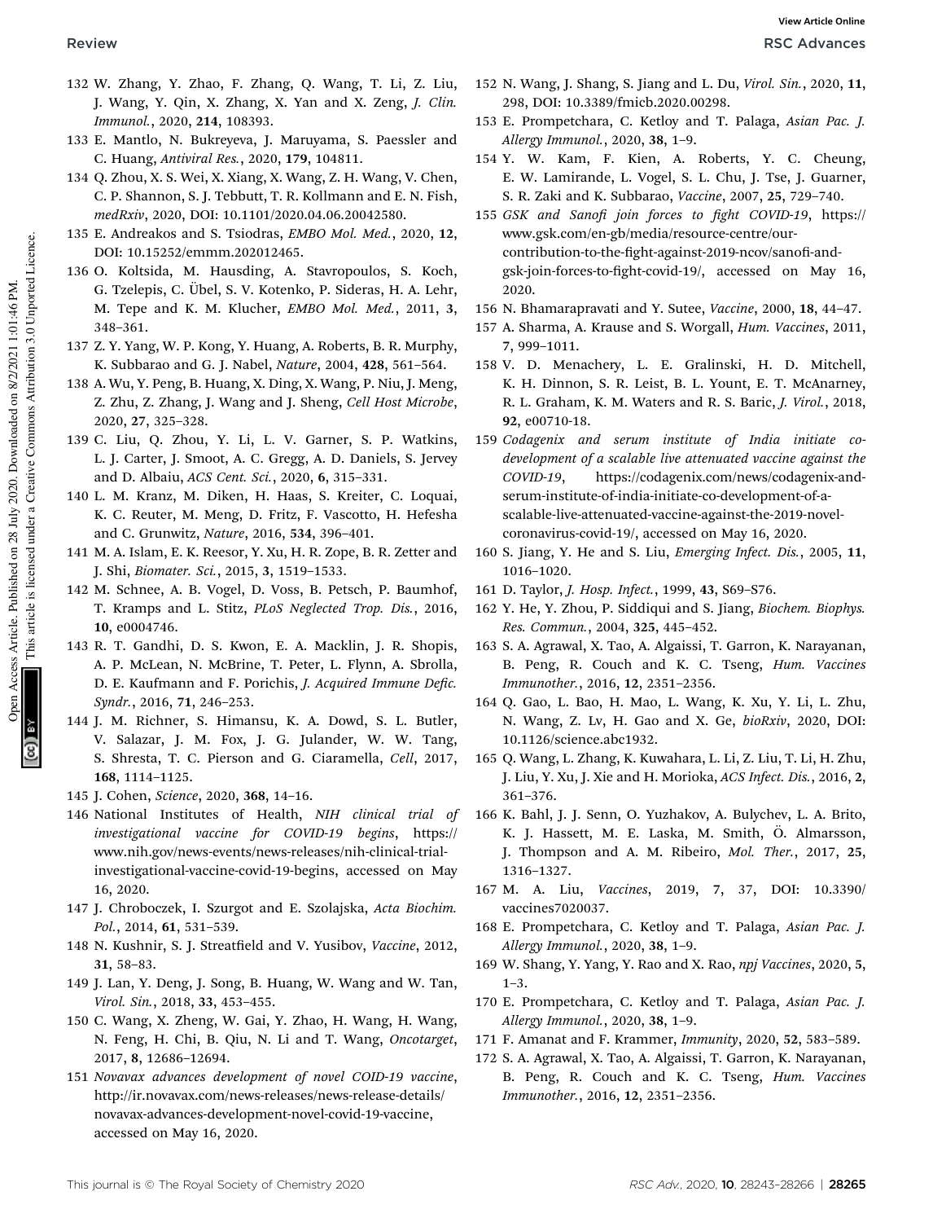132 W. Zhang, Y. Zhao, F. Zhang, Q. Wang, T. Li, Z. Liu, J. Wang, Y. Qin, X. Zhang, X. Yan and X. Zeng, *J. Clin. Immunol.*, 2020, **214**, 108393.

133 E. Mantlo, N. Bukreyeva, J. Maruyama, S. Paessler and C. Huang, *Antiviral Res.*, 2020, **179**, 104811.

134 Q. Zhou, X. S. Wei, X. Xiang, X. Wang, Z. H. Wang, V. Chen, C. P. Shannon, S. J. Tebbutt, T. R. Kollmann and E. N. Fish, *medRxiv*, 2020, DOI: 10.1101/2020.04.06.20042580.

135 E. Andreakos and S. Tsiodras, *EMBO Mol. Med.*, 2020, **12**, DOI: 10.15252/emmm.202012465.

136 O. Koltsida, M. Hausding, A. Stavropoulos, S. Koch, G. Tzelepis, C. Übel, S. V. Kotenko, P. Sideras, H. A. Lehr, M. Tepe and K. M. Klucher, *EMBO Mol. Med.*, 2011, **3**, 348–361.

137 Z. Y. Yang, W. P. Kong, Y. Huang, A. Roberts, B. R. Murphy, K. Subbarao and G. J. Nabel, *Nature*, 2004, **428**, 561–564.

138 A. Wu, Y. Peng, B. Huang, X. Ding, X. Wang, P. Niu, J. Meng, Z. Zhu, Z. Zhang, J. Wang and J. Sheng, *Cell Host Microbe*, 2020, **27**, 325–328.

139 C. Liu, Q. Zhou, Y. Li, L. V. Garner, S. P. Watkins, L. J. Carter, J. Smoot, A. C. Gregg, A. D. Daniels, S. Jervey and D. Albaiu, *ACS Cent. Sci.*, 2020, **6**, 315–331.

140 L. M. Kranz, M. Diken, H. Haas, S. Kreiter, C. Loquai, K. C. Reuter, M. Meng, D. Fritz, F. Vascotto, H. Hefesha and C. Grunwitz, *Nature*, 2016, **534**, 396–401.

141 M. A. Islam, E. K. Reesor, Y. Xu, H. R. Zope, B. R. Zetter and J. Shi, *Biomater. Sci.*, 2015, **3**, 1519–1533.

142 M. Schnee, A. B. Vogel, D. Voss, B. Petsch, P. Baumhof, T. Kramps and L. Stitz, *PLoS Neglected Trop. Dis.*, 2016, **10**, e0004746.

143 R. T. Gandhi, D. S. Kwon, E. A. Macklin, J. R. Shopis, A. P. McLean, N. McBrine, T. Peter, L. Flynn, A. Sbrolla, D. E. Kaufmann and F. Porichis, *J. Acquired Immune Defic. Syndr.*, 2016, **71**, 246–253.

144 J. M. Richner, S. Himansu, K. A. Dowd, S. L. Butler, V. Salazar, J. M. Fox, J. G. Julander, W. W. Tang, S. Shresta, T. C. Pierson and G. Ciaramella, *Cell*, 2017, **168**, 1114–1125.

145 J. Cohen, *Science*, 2020, **368**, 14–16.

146 National Institutes of Health, *NIH clinical trial of investigational vaccine for COVID-19 begins*, https://www.nih.gov/news-events/news-releases/nih-clinical-trial-investigational-vaccine-covid-19-begins, accessed on May 16, 2020.

147 J. Chroboczek, I. Szurgot and E. Szolajska, *Acta Biochim. Pol.*, 2014, **61**, 531–539.

148 N. Kushnir, S. J. Streatfield and V. Yusibov, *Vaccine*, 2012, **31**, 58–83.

149 J. Lan, Y. Deng, J. Song, B. Huang, W. Wang and W. Tan, *Virol. Sin.*, 2018, **33**, 453–455.

150 C. Wang, X. Zheng, W. Gai, Y. Zhao, H. Wang, H. Wang, N. Feng, H. Chi, B. Qiu, N. Li and T. Wang, *Oncotarget*, 2017, **8**, 12686–12694.

151 *Novavax advances development of novel COID-19 vaccine*, http://ir.novavax.com/news-releases/news-release-details/novavax-advances-development-novel-covid-19-vaccine, accessed on May 16, 2020.

152 N. Wang, J. Shang, S. Jiang and L. Du, *Virol. Sin.*, 2020, **11**, 298, DOI: 10.3389/fmicb.2020.00298.

153 E. Prompetchara, C. Ketloy and T. Palaga, *Asian Pac. J. Allergy Immunol.*, 2020, **38**, 1–9.

154 Y. W. Kam, F. Kien, A. Roberts, Y. C. Cheung, E. W. Lamirande, L. Vogel, S. L. Chu, J. Tse, J. Guarner, S. R. Zaki and K. Subbarao, *Vaccine*, 2007, **25**, 729–740.

155 *GSK and Sanofi join forces to fight COVID-19*, https://www.gsk.com/en-gb/media/resource-centre/our-contribution-to-the-fight-against-2019-ncov/sanofi-and-gsk-join-forces-to-fight-covid-19/, accessed on May 16, 2020.

156 N. Bhamarapravati and Y. Sutee, *Vaccine*, 2000, **18**, 44–47.

157 A. Sharma, A. Krause and S. Worgall, *Hum. Vaccines*, 2011, **7**, 999–1011.

158 V. D. Menachery, L. E. Gralinski, H. D. Mitchell, K. H. Dinnon, S. R. Leist, B. L. Yount, E. T. McAnarney, R. L. Graham, K. M. Waters and R. S. Baric, *J. Virol.*, 2018, **92**, e00710-18.

159 *Codagenix and serum institute of India initiate co-development of a scalable live attenuated vaccine against the COVID-19*, https://codagenix.com/news/codagenix-and-serum-institute-of-india-initiate-co-development-of-a-scalable-live-attenuated-vaccine-against-the-2019-novel-coronavirus-covid-19/, accessed on May 16, 2020.

160 S. Jiang, Y. He and S. Liu, *Emerging Infect. Dis.*, 2005, **11**, 1016–1020.

161 D. Taylor, *J. Hosp. Infect.*, 1999, **43**, S69–S76.

162 Y. He, Y. Zhou, P. Siddiqui and S. Jiang, *Biochem. Biophys. Res. Commun.*, 2004, **325**, 445–452.

163 S. A. Agrawal, X. Tao, A. Algaissi, T. Garron, K. Narayanan, B. Peng, R. Couch and K. C. Tseng, *Hum. Vaccines Immunother.*, 2016, **12**, 2351–2356.

164 Q. Gao, L. Bao, H. Mao, L. Wang, K. Xu, Y. Li, L. Zhu, N. Wang, Z. Lv, H. Gao and X. Ge, *bioRxiv*, 2020, DOI: 10.1126/science.abc1932.

165 Q. Wang, L. Zhang, K. Kuwahara, L. Li, Z. Liu, T. Li, H. Zhu, J. Liu, Y. Xu, J. Xie and H. Morioka, *ACS Infect. Dis.*, 2016, **2**, 361–376.

166 K. Bahl, J. J. Senn, O. Yuzhakov, A. Bulychev, L. A. Brito, K. J. Hassett, M. E. Laska, M. Smith, Ö. Almarsson, J. Thompson and A. M. Ribeiro, *Mol. Ther.*, 2017, **25**, 1316–1327.

167 M. A. Liu, *Vaccines*, 2019, **7**, 37, DOI: 10.3390/vaccines7020037.

168 E. Prompetchara, C. Ketloy and T. Palaga, *Asian Pac. J. Allergy Immunol.*, 2020, **38**, 1–9.

169 W. Shang, Y. Yang, Y. Rao and X. Rao, *npj Vaccines*, 2020, **5**, 1–3.

170 E. Prompetchara, C. Ketloy and T. Palaga, *Asian Pac. J. Allergy Immunol.*, 2020, **38**, 1–9.

171 F. Amanat and F. Krammer, *Immunity*, 2020, **52**, 583–589.

172 S. A. Agrawal, X. Tao, A. Algaissi, T. Garron, K. Narayanan, B. Peng, R. Couch and K. C. Tseng, *Hum. Vaccines Immunother.*, 2016, **12**, 2351–2356.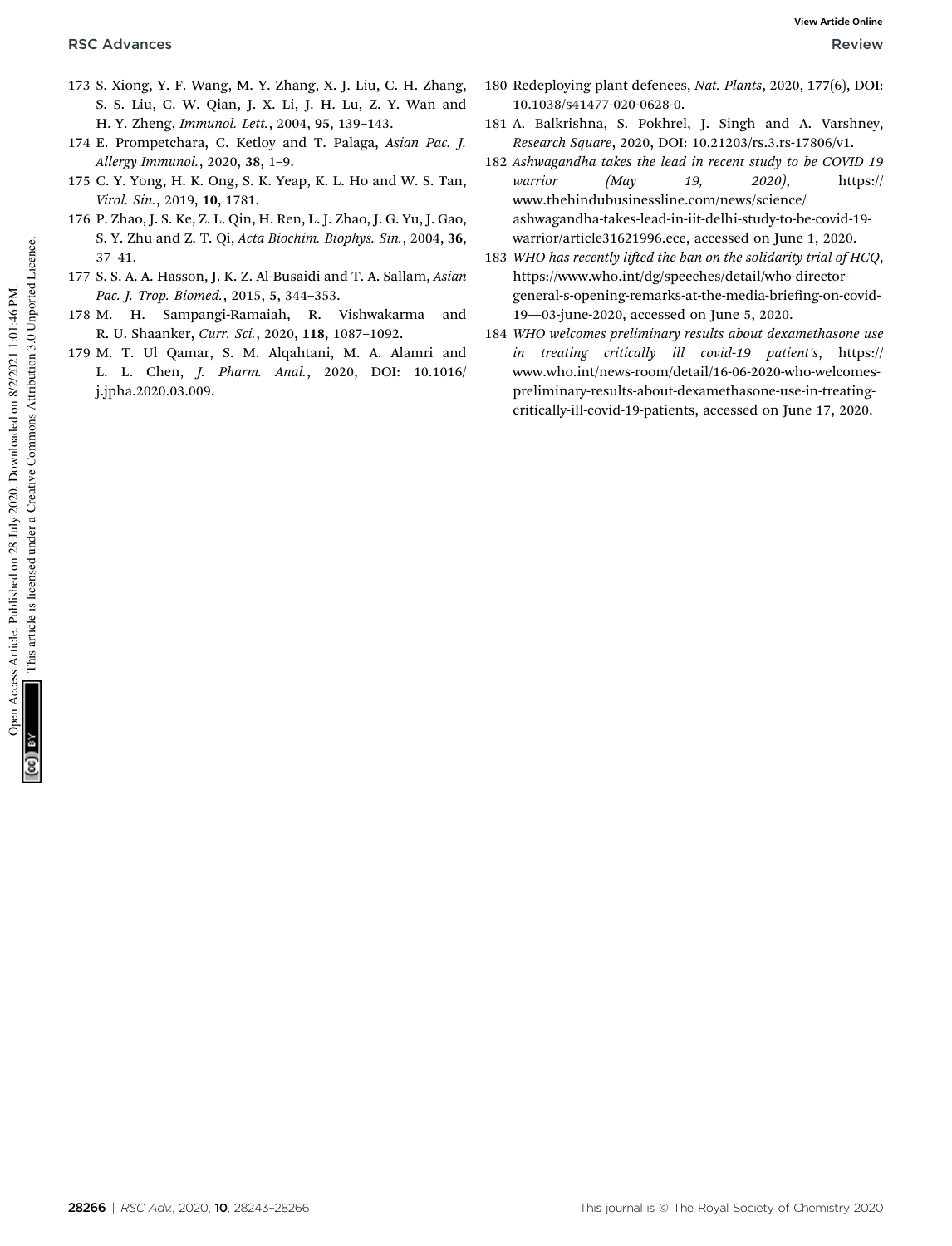173 S. Xiong, Y. F. Wang, M. Y. Zhang, X. J. Liu, C. H. Zhang, S. S. Liu, C. W. Qian, J. X. Li, J. H. Lu, Z. Y. Wan and H. Y. Zheng, *Immunol. Lett.*, 2004, **95**, 139–143.

174 E. Prompetchara, C. Ketloy and T. Palaga, *Asian Pac. J. Allergy Immunol.*, 2020, **38**, 1–9.

175 C. Y. Yong, H. K. Ong, S. K. Yeap, K. L. Ho and W. S. Tan, *Virol. Sin.*, 2019, **10**, 1781.

176 P. Zhao, J. S. Ke, Z. L. Qin, H. Ren, L. J. Zhao, J. G. Yu, J. Gao, S. Y. Zhu and Z. T. Qi, *Acta Biochim. Biophys. Sin.*, 2004, **36**, 37–41.

177 S. S. A. A. Hasson, J. K. Z. Al-Busaidi and T. A. Sallam, *Asian Pac. J. Trop. Biomed.*, 2015, **5**, 344–353.

178 M. H. Sampangi-Ramaiah, R. Vishwakarma and R. U. Shaanker, *Curr. Sci.*, 2020, **118**, 1087–1092.

179 M. T. Ul Qamar, S. M. Alqahtani, M. A. Alamri and L. L. Chen, *J. Pharm. Anal.*, 2020, DOI: 10.1016/j.jpha.2020.03.009.

180 Redeploying plant defences, *Nat. Plants*, 2020, **177**(6), DOI: 10.1038/s41477-020-0628-0.

181 A. Balkrishna, S. Pokhrel, J. Singh and A. Varshney, *Research Square*, 2020, DOI: 10.21203/rs.3.rs-17806/v1.

182 *Ashwagandha takes the lead in recent study to be COVID 19 warrior (May 19, 2020)*, https://www.thehindubusinessline.com/news/science/ashwagandha-takes-lead-in-iit-delhi-study-to-be-covid-19-warrior/article31621996.ece, accessed on June 1, 2020.

183 *WHO has recently lifted the ban on the solidarity trial of HCQ*, https://www.who.int/dg/speeches/detail/who-director-general-s-opening-remarks-at-the-media-briefing-on-covid-19—03-june-2020, accessed on June 5, 2020.

184 *WHO welcomes preliminary results about dexamethasone use in treating critically ill covid-19 patient's*, https://www.who.int/news-room/detail/16-06-2020-who-welcomes-preliminary-results-about-dexamethasone-use-in-treating-critically-ill-covid-19-patients, accessed on June 17, 2020.